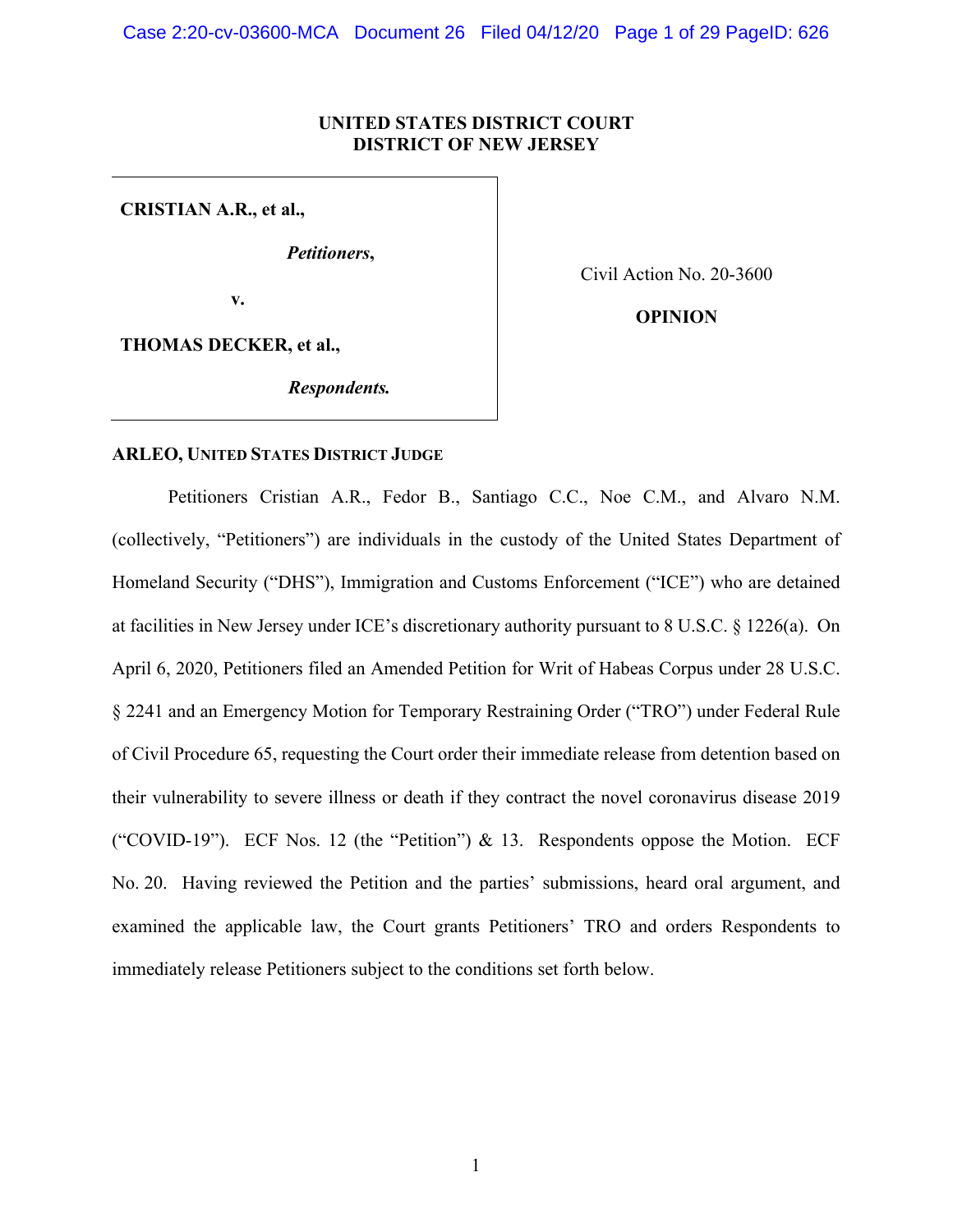**UNITED STATES DISTRICT COURT**
**DISTRICT OF NEW JERSEY**

| | |
|---|---|
| **CRISTIAN A.R., et al.,**<br><br>***Petitioners*,**<br><br>**v.**<br><br>**THOMAS DECKER, et al.,**<br><br>***Respondents.*** | Civil Action No. 20-3600<br><br>**OPINION** |

**ARLEO, UNITED STATES DISTRICT JUDGE**

Petitioners Cristian A.R., Fedor B., Santiago C.C., Noe C.M., and Alvaro N.M. (collectively, "Petitioners") are individuals in the custody of the United States Department of Homeland Security ("DHS"), Immigration and Customs Enforcement ("ICE") who are detained at facilities in New Jersey under ICE's discretionary authority pursuant to 8 U.S.C. § 1226(a). On April 6, 2020, Petitioners filed an Amended Petition for Writ of Habeas Corpus under 28 U.S.C. § 2241 and an Emergency Motion for Temporary Restraining Order ("TRO") under Federal Rule of Civil Procedure 65, requesting the Court order their immediate release from detention based on their vulnerability to severe illness or death if they contract the novel coronavirus disease 2019 ("COVID-19"). ECF Nos. 12 (the "Petition") & 13. Respondents oppose the Motion. ECF No. 20. Having reviewed the Petition and the parties' submissions, heard oral argument, and examined the applicable law, the Court grants Petitioners' TRO and orders Respondents to immediately release Petitioners subject to the conditions set forth below.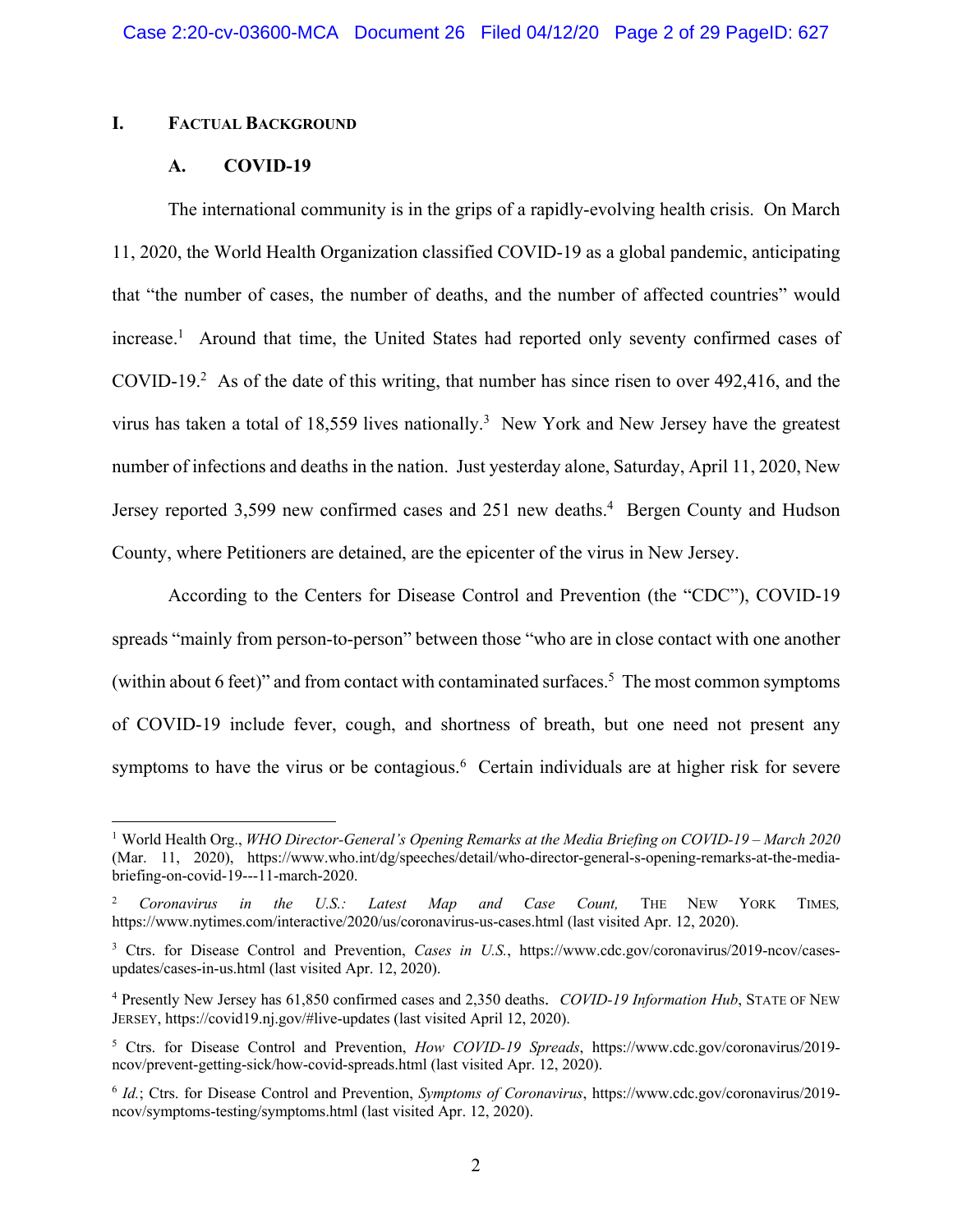## I. Factual Background

### A. COVID-19

The international community is in the grips of a rapidly-evolving health crisis. On March 11, 2020, the World Health Organization classified COVID-19 as a global pandemic, anticipating that "the number of cases, the number of deaths, and the number of affected countries" would increase.[1] Around that time, the United States had reported only seventy confirmed cases of COVID-19.[2] As of the date of this writing, that number has since risen to over 492,416, and the virus has taken a total of 18,559 lives nationally.[3] New York and New Jersey have the greatest number of infections and deaths in the nation. Just yesterday alone, Saturday, April 11, 2020, New Jersey reported 3,599 new confirmed cases and 251 new deaths.[4] Bergen County and Hudson County, where Petitioners are detained, are the epicenter of the virus in New Jersey.

According to the Centers for Disease Control and Prevention (the "CDC"), COVID-19 spreads "mainly from person-to-person" between those "who are in close contact with one another (within about 6 feet)" and from contact with contaminated surfaces.[5] The most common symptoms of COVID-19 include fever, cough, and shortness of breath, but one need not present any symptoms to have the virus or be contagious.[6] Certain individuals are at higher risk for severe

---

[1] World Health Org., *WHO Director-General's Opening Remarks at the Media Briefing on COVID-19 – March 2020* (Mar. 11, 2020), https://www.who.int/dg/speeches/detail/who-director-general-s-opening-remarks-at-the-media-briefing-on-covid-19---11-march-2020.

[2] *Coronavirus in the U.S.: Latest Map and Case Count,* THE NEW YORK TIMES, https://www.nytimes.com/interactive/2020/us/coronavirus-us-cases.html (last visited Apr. 12, 2020).

[3] Ctrs. for Disease Control and Prevention, *Cases in U.S.*, https://www.cdc.gov/coronavirus/2019-ncov/cases-updates/cases-in-us.html (last visited Apr. 12, 2020).

[4] Presently New Jersey has 61,850 confirmed cases and 2,350 deaths. *COVID-19 Information Hub*, STATE OF NEW JERSEY, https://covid19.nj.gov/#live-updates (last visited April 12, 2020).

[5] Ctrs. for Disease Control and Prevention, *How COVID-19 Spreads*, https://www.cdc.gov/coronavirus/2019-ncov/prevent-getting-sick/how-covid-spreads.html (last visited Apr. 12, 2020).

[6] *Id.*; Ctrs. for Disease Control and Prevention, *Symptoms of Coronavirus*, https://www.cdc.gov/coronavirus/2019-ncov/symptoms-testing/symptoms.html (last visited Apr. 12, 2020).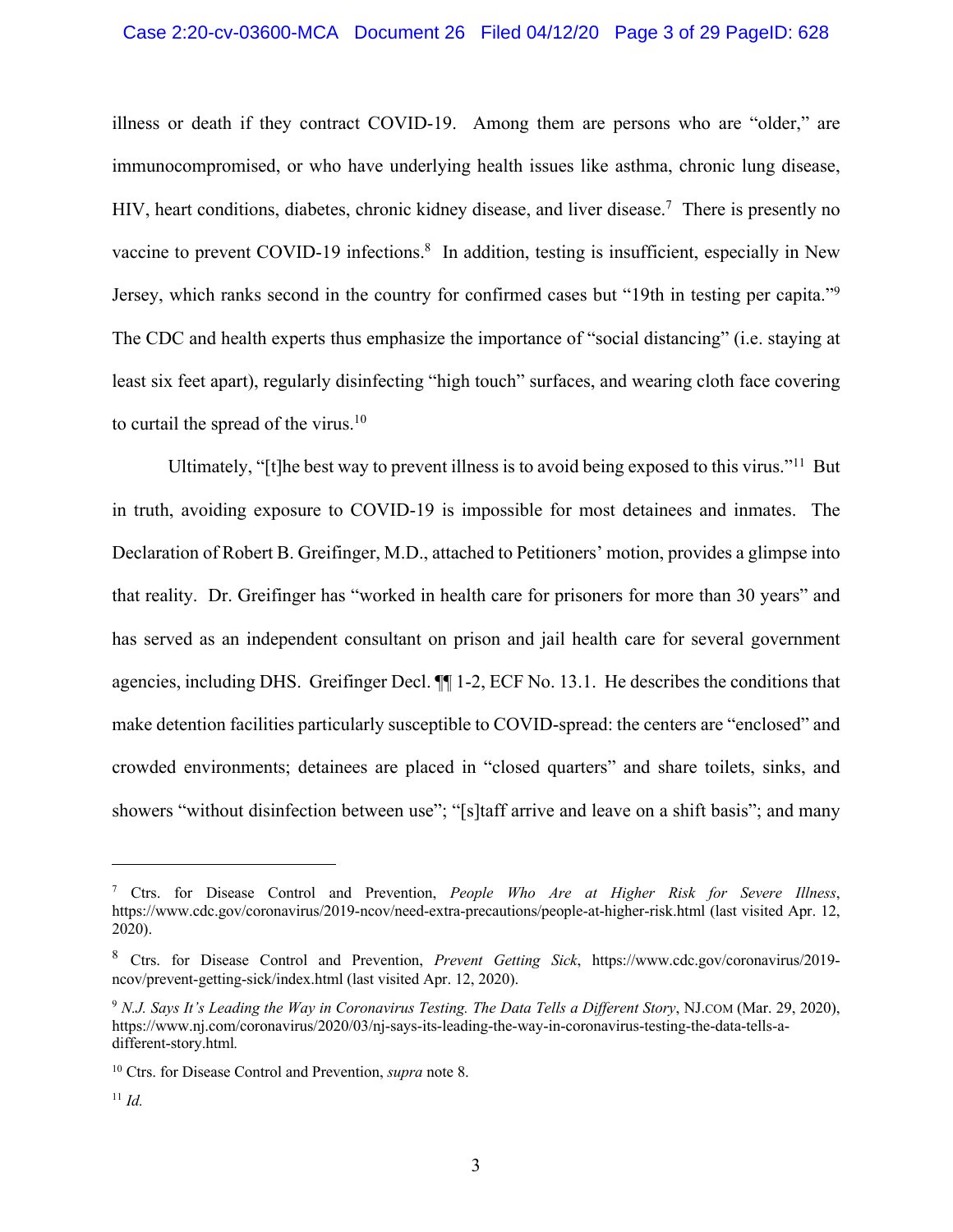illness or death if they contract COVID-19. Among them are persons who are "older," are immunocompromised, or who have underlying health issues like asthma, chronic lung disease, HIV, heart conditions, diabetes, chronic kidney disease, and liver disease.[7] There is presently no vaccine to prevent COVID-19 infections.[8] In addition, testing is insufficient, especially in New Jersey, which ranks second in the country for confirmed cases but "19th in testing per capita."[9] The CDC and health experts thus emphasize the importance of "social distancing" (i.e. staying at least six feet apart), regularly disinfecting "high touch" surfaces, and wearing cloth face covering to curtail the spread of the virus.[10]

Ultimately, "[t]he best way to prevent illness is to avoid being exposed to this virus."[11] But in truth, avoiding exposure to COVID-19 is impossible for most detainees and inmates. The Declaration of Robert B. Greifinger, M.D., attached to Petitioners' motion, provides a glimpse into that reality. Dr. Greifinger has "worked in health care for prisoners for more than 30 years" and has served as an independent consultant on prison and jail health care for several government agencies, including DHS. Greifinger Decl. ¶¶ 1-2, ECF No. 13.1. He describes the conditions that make detention facilities particularly susceptible to COVID-spread: the centers are "enclosed" and crowded environments; detainees are placed in "closed quarters" and share toilets, sinks, and showers "without disinfection between use"; "[s]taff arrive and leave on a shift basis"; and many

---

[7] Ctrs. for Disease Control and Prevention, *People Who Are at Higher Risk for Severe Illness*, https://www.cdc.gov/coronavirus/2019-ncov/need-extra-precautions/people-at-higher-risk.html (last visited Apr. 12, 2020).

[8] Ctrs. for Disease Control and Prevention, *Prevent Getting Sick*, https://www.cdc.gov/coronavirus/2019-ncov/prevent-getting-sick/index.html (last visited Apr. 12, 2020).

[9] *N.J. Says It's Leading the Way in Coronavirus Testing. The Data Tells a Different Story*, NJ.COM (Mar. 29, 2020), https://www.nj.com/coronavirus/2020/03/nj-says-its-leading-the-way-in-coronavirus-testing-the-data-tells-a-different-story.html.

[10] Ctrs. for Disease Control and Prevention, *supra* note 8.

[11] *Id.*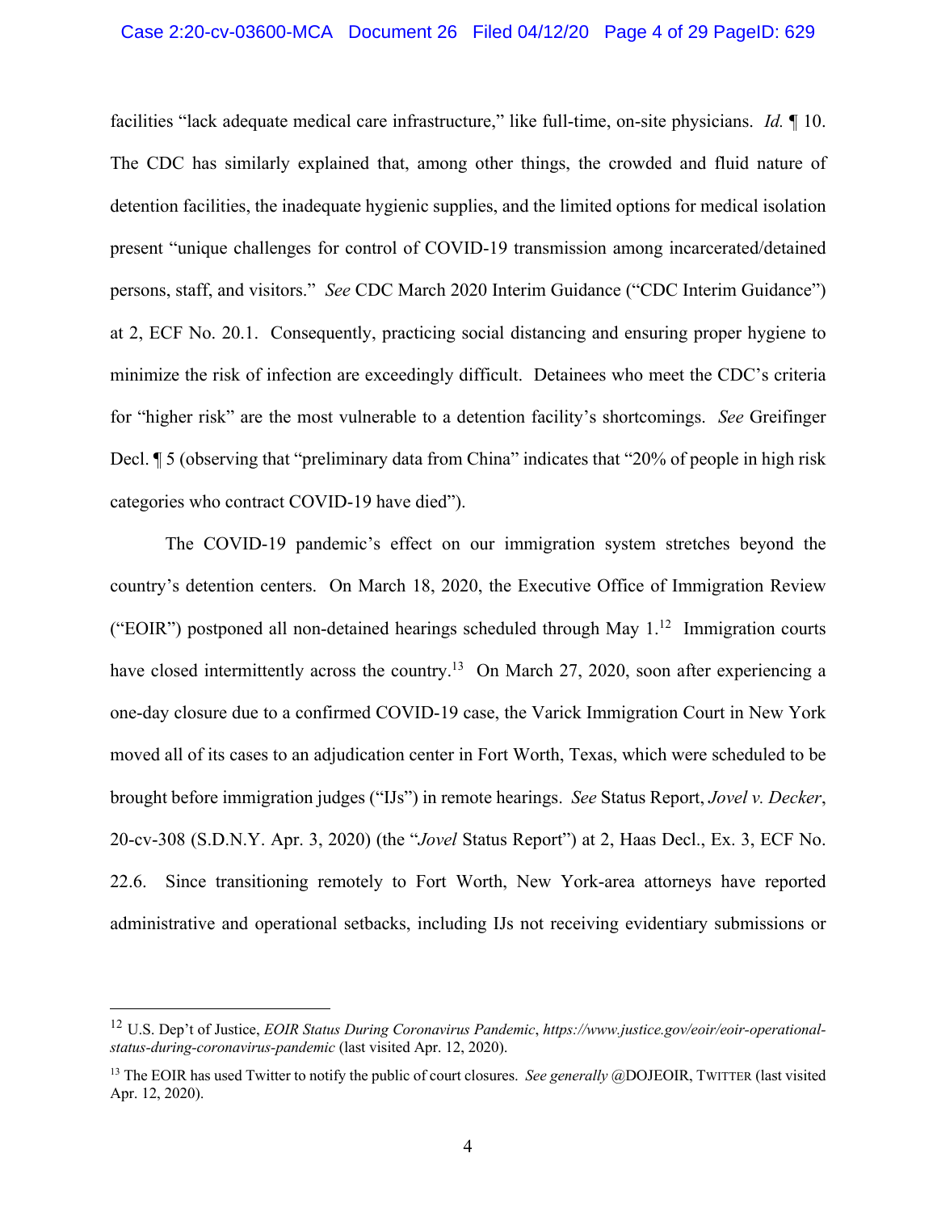facilities "lack adequate medical care infrastructure," like full-time, on-site physicians. *Id.* ¶ 10. The CDC has similarly explained that, among other things, the crowded and fluid nature of detention facilities, the inadequate hygienic supplies, and the limited options for medical isolation present "unique challenges for control of COVID-19 transmission among incarcerated/detained persons, staff, and visitors." *See* CDC March 2020 Interim Guidance ("CDC Interim Guidance") at 2, ECF No. 20.1. Consequently, practicing social distancing and ensuring proper hygiene to minimize the risk of infection are exceedingly difficult. Detainees who meet the CDC's criteria for "higher risk" are the most vulnerable to a detention facility's shortcomings. *See* Greifinger Decl. ¶ 5 (observing that "preliminary data from China" indicates that "20% of people in high risk categories who contract COVID-19 have died").

The COVID-19 pandemic's effect on our immigration system stretches beyond the country's detention centers. On March 18, 2020, the Executive Office of Immigration Review ("EOIR") postponed all non-detained hearings scheduled through May 1.[12] Immigration courts have closed intermittently across the country.[13] On March 27, 2020, soon after experiencing a one-day closure due to a confirmed COVID-19 case, the Varick Immigration Court in New York moved all of its cases to an adjudication center in Fort Worth, Texas, which were scheduled to be brought before immigration judges ("IJs") in remote hearings. *See* Status Report, *Jovel v. Decker*, 20-cv-308 (S.D.N.Y. Apr. 3, 2020) (the "*Jovel* Status Report") at 2, Haas Decl., Ex. 3, ECF No. 22.6. Since transitioning remotely to Fort Worth, New York-area attorneys have reported administrative and operational setbacks, including IJs not receiving evidentiary submissions or

---

[12] U.S. Dep't of Justice, *EOIR Status During Coronavirus Pandemic*, *https://www.justice.gov/eoir/eoir-operational-status-during-coronavirus-pandemic* (last visited Apr. 12, 2020).

[13] The EOIR has used Twitter to notify the public of court closures. *See generally* @DOJEOIR, TWITTER (last visited Apr. 12, 2020).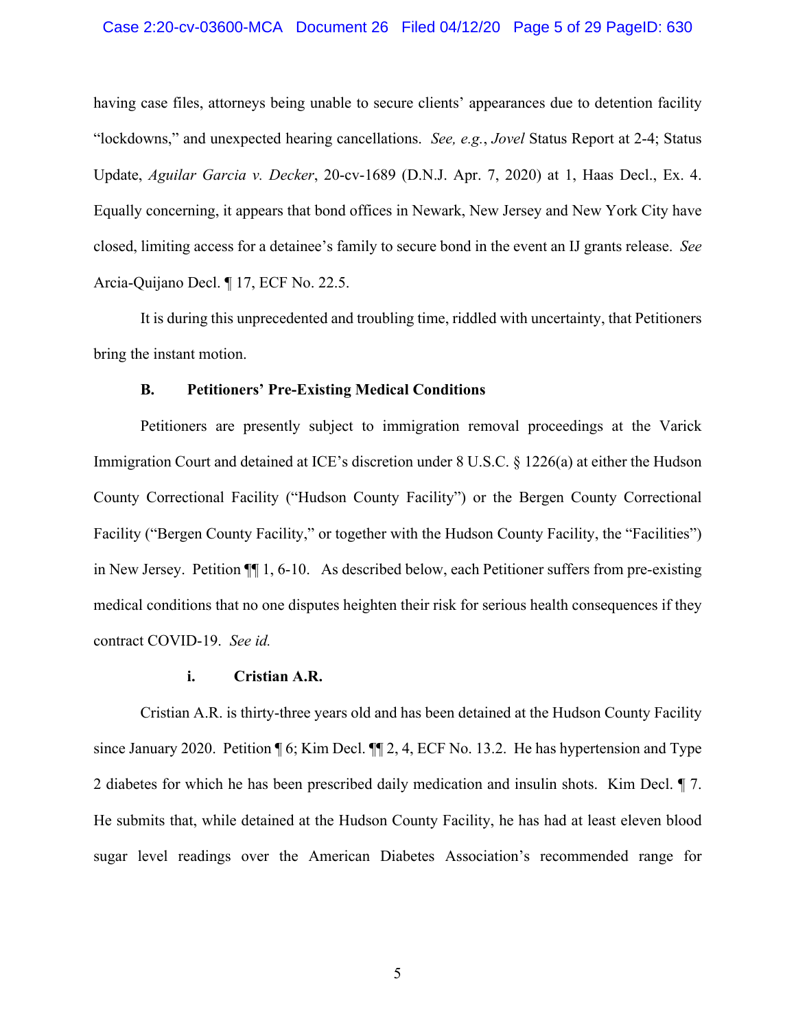having case files, attorneys being unable to secure clients' appearances due to detention facility "lockdowns," and unexpected hearing cancellations. *See, e.g.*, *Jovel* Status Report at 2-4; Status Update, *Aguilar Garcia v. Decker*, 20-cv-1689 (D.N.J. Apr. 7, 2020) at 1, Haas Decl., Ex. 4. Equally concerning, it appears that bond offices in Newark, New Jersey and New York City have closed, limiting access for a detainee's family to secure bond in the event an IJ grants release. *See* Arcia-Quijano Decl. ¶ 17, ECF No. 22.5.

It is during this unprecedented and troubling time, riddled with uncertainty, that Petitioners bring the instant motion.

### B. Petitioners' Pre-Existing Medical Conditions

Petitioners are presently subject to immigration removal proceedings at the Varick Immigration Court and detained at ICE's discretion under 8 U.S.C. § 1226(a) at either the Hudson County Correctional Facility ("Hudson County Facility") or the Bergen County Correctional Facility ("Bergen County Facility," or together with the Hudson County Facility, the "Facilities") in New Jersey. Petition ¶¶ 1, 6-10. As described below, each Petitioner suffers from pre-existing medical conditions that no one disputes heighten their risk for serious health consequences if they contract COVID-19. *See id.*

#### i. Cristian A.R.

Cristian A.R. is thirty-three years old and has been detained at the Hudson County Facility since January 2020. Petition ¶ 6; Kim Decl. ¶¶ 2, 4, ECF No. 13.2. He has hypertension and Type 2 diabetes for which he has been prescribed daily medication and insulin shots. Kim Decl. ¶ 7. He submits that, while detained at the Hudson County Facility, he has had at least eleven blood sugar level readings over the American Diabetes Association's recommended range for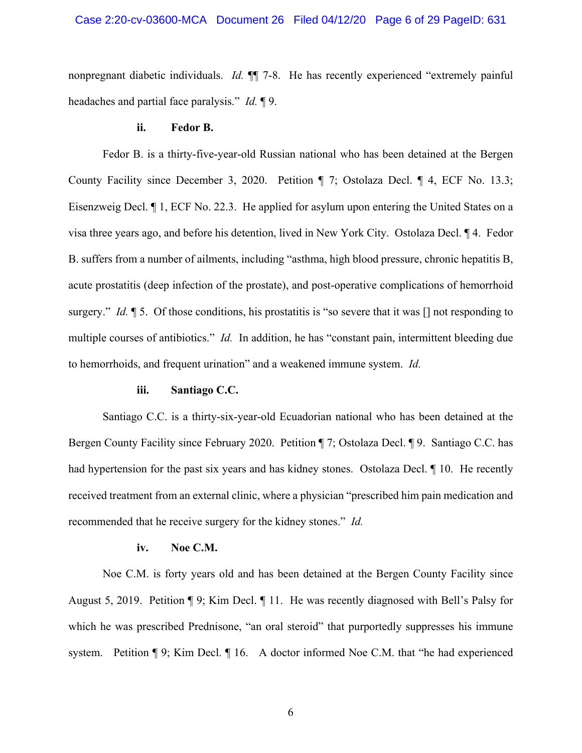nonpregnant diabetic individuals. *Id.* ¶¶ 7-8. He has recently experienced "extremely painful headaches and partial face paralysis." *Id.* ¶ 9.

#### ii. Fedor B.

Fedor B. is a thirty-five-year-old Russian national who has been detained at the Bergen County Facility since December 3, 2020. Petition ¶ 7; Ostolaza Decl. ¶ 4, ECF No. 13.3; Eisenzweig Decl. ¶ 1, ECF No. 22.3. He applied for asylum upon entering the United States on a visa three years ago, and before his detention, lived in New York City. Ostolaza Decl. ¶ 4. Fedor B. suffers from a number of ailments, including "asthma, high blood pressure, chronic hepatitis B, acute prostatitis (deep infection of the prostate), and post-operative complications of hemorrhoid surgery." *Id.* ¶ 5. Of those conditions, his prostatitis is "so severe that it was [] not responding to multiple courses of antibiotics." *Id.* In addition, he has "constant pain, intermittent bleeding due to hemorrhoids, and frequent urination" and a weakened immune system. *Id.*

#### iii. Santiago C.C.

Santiago C.C. is a thirty-six-year-old Ecuadorian national who has been detained at the Bergen County Facility since February 2020. Petition ¶ 7; Ostolaza Decl. ¶ 9. Santiago C.C. has had hypertension for the past six years and has kidney stones. Ostolaza Decl. ¶ 10. He recently received treatment from an external clinic, where a physician "prescribed him pain medication and recommended that he receive surgery for the kidney stones." *Id.*

#### iv. Noe C.M.

Noe C.M. is forty years old and has been detained at the Bergen County Facility since August 5, 2019. Petition ¶ 9; Kim Decl. ¶ 11. He was recently diagnosed with Bell's Palsy for which he was prescribed Prednisone, "an oral steroid" that purportedly suppresses his immune system. Petition ¶ 9; Kim Decl. ¶ 16. A doctor informed Noe C.M. that "he had experienced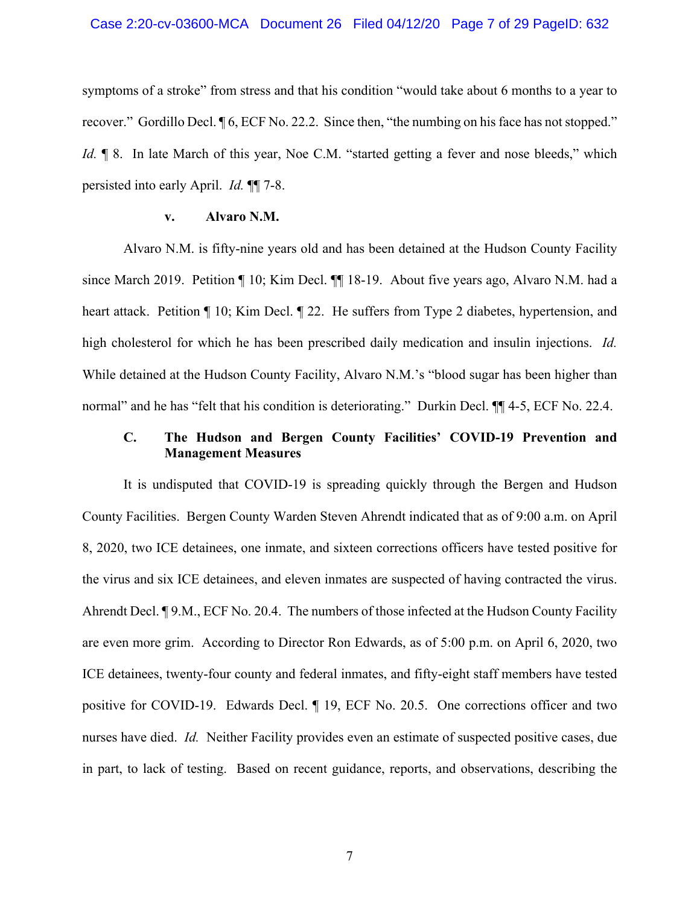symptoms of a stroke" from stress and that his condition "would take about 6 months to a year to recover." Gordillo Decl. ¶ 6, ECF No. 22.2. Since then, "the numbing on his face has not stopped." *Id.* ¶ 8. In late March of this year, Noe C.M. "started getting a fever and nose bleeds," which persisted into early April. *Id.* ¶¶ 7-8.

#### v. Alvaro N.M.

Alvaro N.M. is fifty-nine years old and has been detained at the Hudson County Facility since March 2019. Petition ¶ 10; Kim Decl. ¶¶ 18-19. About five years ago, Alvaro N.M. had a heart attack. Petition ¶ 10; Kim Decl. ¶ 22. He suffers from Type 2 diabetes, hypertension, and high cholesterol for which he has been prescribed daily medication and insulin injections. *Id.* While detained at the Hudson County Facility, Alvaro N.M.'s "blood sugar has been higher than normal" and he has "felt that his condition is deteriorating." Durkin Decl. ¶¶ 4-5, ECF No. 22.4.

### C. The Hudson and Bergen County Facilities' COVID-19 Prevention and Management Measures

It is undisputed that COVID-19 is spreading quickly through the Bergen and Hudson County Facilities. Bergen County Warden Steven Ahrendt indicated that as of 9:00 a.m. on April 8, 2020, two ICE detainees, one inmate, and sixteen corrections officers have tested positive for the virus and six ICE detainees, and eleven inmates are suspected of having contracted the virus. Ahrendt Decl. ¶ 9.M., ECF No. 20.4. The numbers of those infected at the Hudson County Facility are even more grim. According to Director Ron Edwards, as of 5:00 p.m. on April 6, 2020, two ICE detainees, twenty-four county and federal inmates, and fifty-eight staff members have tested positive for COVID-19. Edwards Decl. ¶ 19, ECF No. 20.5. One corrections officer and two nurses have died. *Id.* Neither Facility provides even an estimate of suspected positive cases, due in part, to lack of testing. Based on recent guidance, reports, and observations, describing the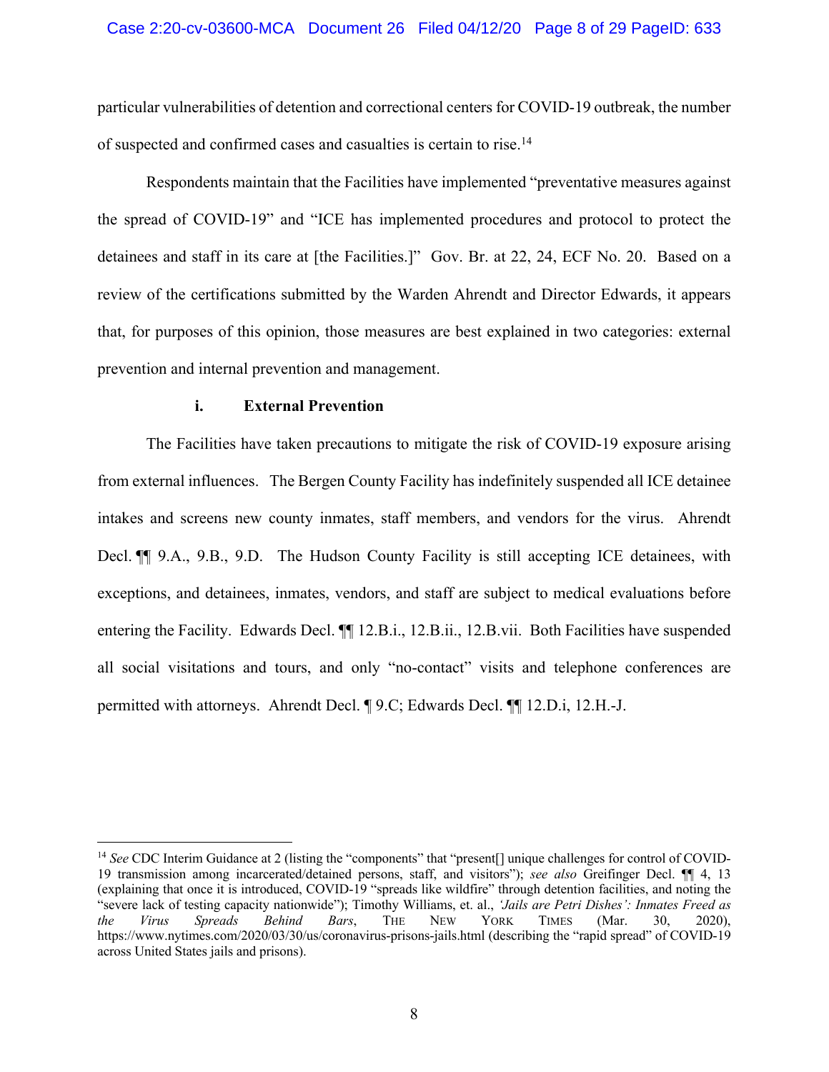particular vulnerabilities of detention and correctional centers for COVID-19 outbreak, the number of suspected and confirmed cases and casualties is certain to rise.[14]

Respondents maintain that the Facilities have implemented "preventative measures against the spread of COVID-19" and "ICE has implemented procedures and protocol to protect the detainees and staff in its care at [the Facilities.]" Gov. Br. at 22, 24, ECF No. 20. Based on a review of the certifications submitted by the Warden Ahrendt and Director Edwards, it appears that, for purposes of this opinion, those measures are best explained in two categories: external prevention and internal prevention and management.

#### i. External Prevention

The Facilities have taken precautions to mitigate the risk of COVID-19 exposure arising from external influences. The Bergen County Facility has indefinitely suspended all ICE detainee intakes and screens new county inmates, staff members, and vendors for the virus. Ahrendt Decl. ¶¶ 9.A., 9.B., 9.D. The Hudson County Facility is still accepting ICE detainees, with exceptions, and detainees, inmates, vendors, and staff are subject to medical evaluations before entering the Facility. Edwards Decl. ¶¶ 12.B.i., 12.B.ii., 12.B.vii. Both Facilities have suspended all social visitations and tours, and only "no-contact" visits and telephone conferences are permitted with attorneys. Ahrendt Decl. ¶ 9.C; Edwards Decl. ¶¶ 12.D.i, 12.H.-J.

---

[14] *See* CDC Interim Guidance at 2 (listing the "components" that "present[] unique challenges for control of COVID-19 transmission among incarcerated/detained persons, staff, and visitors"); *see also* Greifinger Decl. ¶¶ 4, 13 (explaining that once it is introduced, COVID-19 "spreads like wildfire" through detention facilities, and noting the "severe lack of testing capacity nationwide"); Timothy Williams, et. al., *'Jails are Petri Dishes': Inmates Freed as the Virus Spreads Behind Bars*, THE NEW YORK TIMES (Mar. 30, 2020), https://www.nytimes.com/2020/03/30/us/coronavirus-prisons-jails.html (describing the "rapid spread" of COVID-19 across United States jails and prisons).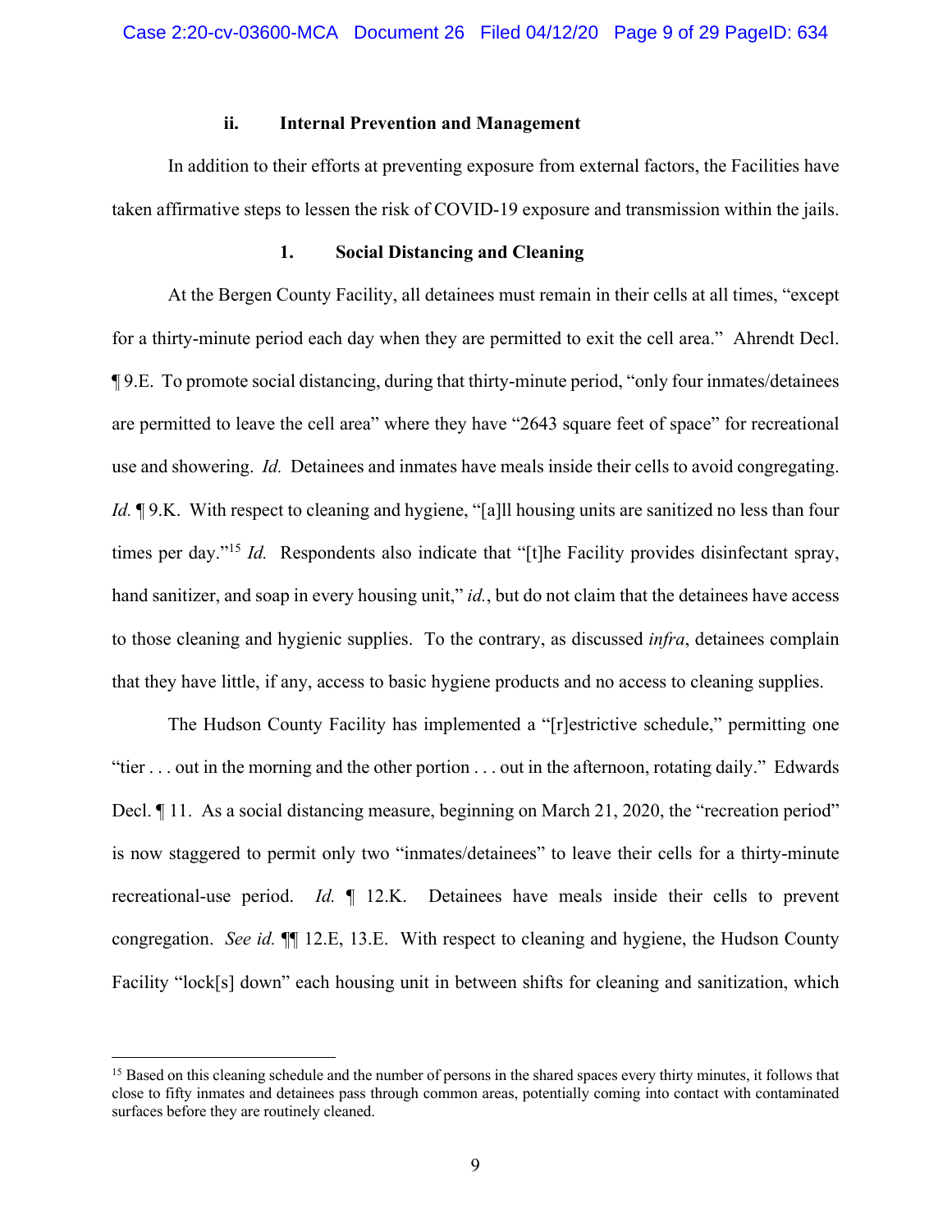### ii. Internal Prevention and Management

In addition to their efforts at preventing exposure from external factors, the Facilities have taken affirmative steps to lessen the risk of COVID-19 exposure and transmission within the jails.

#### 1. Social Distancing and Cleaning

At the Bergen County Facility, all detainees must remain in their cells at all times, "except for a thirty-minute period each day when they are permitted to exit the cell area." Ahrendt Decl. ¶ 9.E. To promote social distancing, during that thirty-minute period, "only four inmates/detainees are permitted to leave the cell area" where they have "2643 square feet of space" for recreational use and showering. *Id.* Detainees and inmates have meals inside their cells to avoid congregating. *Id.* ¶ 9.K. With respect to cleaning and hygiene, "[a]ll housing units are sanitized no less than four times per day."[15] *Id.* Respondents also indicate that "[t]he Facility provides disinfectant spray, hand sanitizer, and soap in every housing unit," *id.*, but do not claim that the detainees have access to those cleaning and hygienic supplies. To the contrary, as discussed *infra*, detainees complain that they have little, if any, access to basic hygiene products and no access to cleaning supplies.

The Hudson County Facility has implemented a "[r]estrictive schedule," permitting one "tier . . . out in the morning and the other portion . . . out in the afternoon, rotating daily." Edwards Decl. ¶ 11. As a social distancing measure, beginning on March 21, 2020, the "recreation period" is now staggered to permit only two "inmates/detainees" to leave their cells for a thirty-minute recreational-use period. *Id.* ¶ 12.K. Detainees have meals inside their cells to prevent congregation. *See id.* ¶¶ 12.E, 13.E. With respect to cleaning and hygiene, the Hudson County Facility "lock[s] down" each housing unit in between shifts for cleaning and sanitization, which

---

[15] Based on this cleaning schedule and the number of persons in the shared spaces every thirty minutes, it follows that close to fifty inmates and detainees pass through common areas, potentially coming into contact with contaminated surfaces before they are routinely cleaned.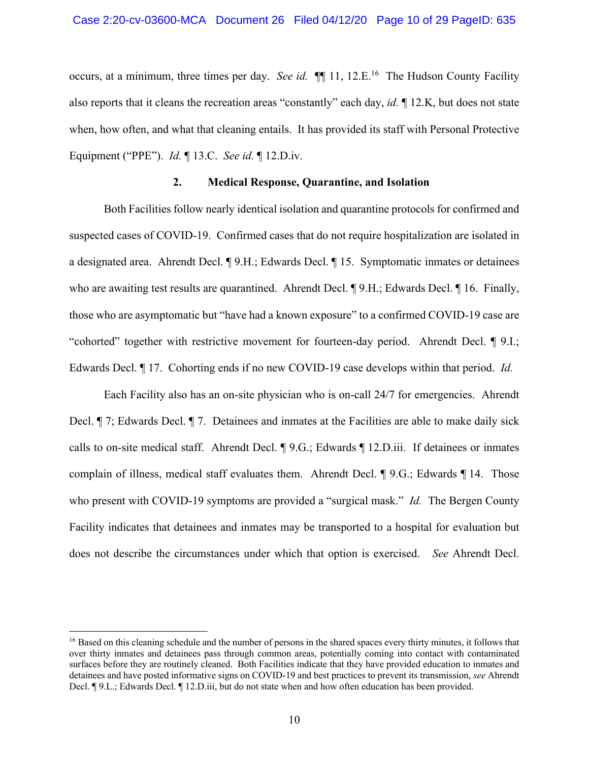occurs, at a minimum, three times per day. *See id.* ¶¶ 11, 12.E.[16] The Hudson County Facility also reports that it cleans the recreation areas "constantly" each day, *id.* ¶ 12.K, but does not state when, how often, and what that cleaning entails. It has provided its staff with Personal Protective Equipment ("PPE"). *Id.* ¶ 13.C. *See id.* ¶ 12.D.iv.

**2. Medical Response, Quarantine, and Isolation**

Both Facilities follow nearly identical isolation and quarantine protocols for confirmed and suspected cases of COVID-19. Confirmed cases that do not require hospitalization are isolated in a designated area. Ahrendt Decl. ¶ 9.H.; Edwards Decl. ¶ 15. Symptomatic inmates or detainees who are awaiting test results are quarantined. Ahrendt Decl. ¶ 9.H.; Edwards Decl. ¶ 16. Finally, those who are asymptomatic but "have had a known exposure" to a confirmed COVID-19 case are "cohorted" together with restrictive movement for fourteen-day period. Ahrendt Decl. ¶ 9.I.; Edwards Decl. ¶ 17. Cohorting ends if no new COVID-19 case develops within that period. *Id.*

Each Facility also has an on-site physician who is on-call 24/7 for emergencies. Ahrendt Decl. ¶ 7; Edwards Decl. ¶ 7. Detainees and inmates at the Facilities are able to make daily sick calls to on-site medical staff. Ahrendt Decl. ¶ 9.G.; Edwards ¶ 12.D.iii. If detainees or inmates complain of illness, medical staff evaluates them. Ahrendt Decl. ¶ 9.G.; Edwards ¶ 14. Those who present with COVID-19 symptoms are provided a "surgical mask." *Id.* The Bergen County Facility indicates that detainees and inmates may be transported to a hospital for evaluation but does not describe the circumstances under which that option is exercised. *See* Ahrendt Decl.

---

[16] Based on this cleaning schedule and the number of persons in the shared spaces every thirty minutes, it follows that over thirty inmates and detainees pass through common areas, potentially coming into contact with contaminated surfaces before they are routinely cleaned. Both Facilities indicate that they have provided education to inmates and detainees and have posted informative signs on COVID-19 and best practices to prevent its transmission, *see* Ahrendt Decl. ¶ 9.L.; Edwards Decl. ¶ 12.D.iii, but do not state when and how often education has been provided.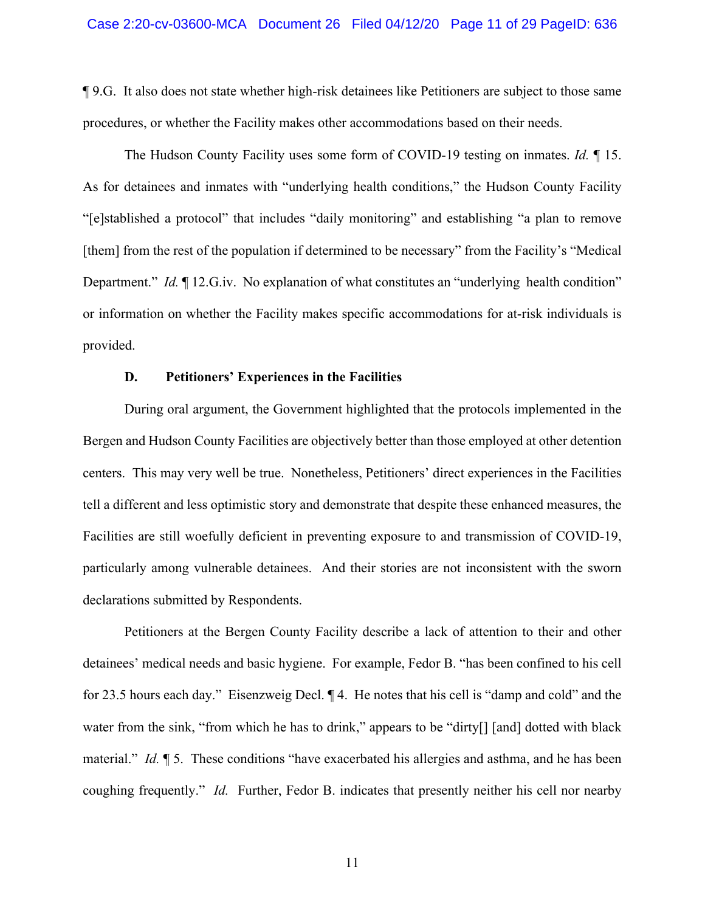¶ 9.G. It also does not state whether high-risk detainees like Petitioners are subject to those same procedures, or whether the Facility makes other accommodations based on their needs.

The Hudson County Facility uses some form of COVID-19 testing on inmates. *Id.* ¶ 15. As for detainees and inmates with "underlying health conditions," the Hudson County Facility "[e]stablished a protocol" that includes "daily monitoring" and establishing "a plan to remove [them] from the rest of the population if determined to be necessary" from the Facility's "Medical Department." *Id.* ¶ 12.G.iv. No explanation of what constitutes an "underlying health condition" or information on whether the Facility makes specific accommodations for at-risk individuals is provided.

**D. Petitioners' Experiences in the Facilities**

During oral argument, the Government highlighted that the protocols implemented in the Bergen and Hudson County Facilities are objectively better than those employed at other detention centers. This may very well be true. Nonetheless, Petitioners' direct experiences in the Facilities tell a different and less optimistic story and demonstrate that despite these enhanced measures, the Facilities are still woefully deficient in preventing exposure to and transmission of COVID-19, particularly among vulnerable detainees. And their stories are not inconsistent with the sworn declarations submitted by Respondents.

Petitioners at the Bergen County Facility describe a lack of attention to their and other detainees' medical needs and basic hygiene. For example, Fedor B. "has been confined to his cell for 23.5 hours each day." Eisenzweig Decl. ¶ 4. He notes that his cell is "damp and cold" and the water from the sink, "from which he has to drink," appears to be "dirty[] [and] dotted with black material." *Id.* ¶ 5. These conditions "have exacerbated his allergies and asthma, and he has been coughing frequently." *Id.* Further, Fedor B. indicates that presently neither his cell nor nearby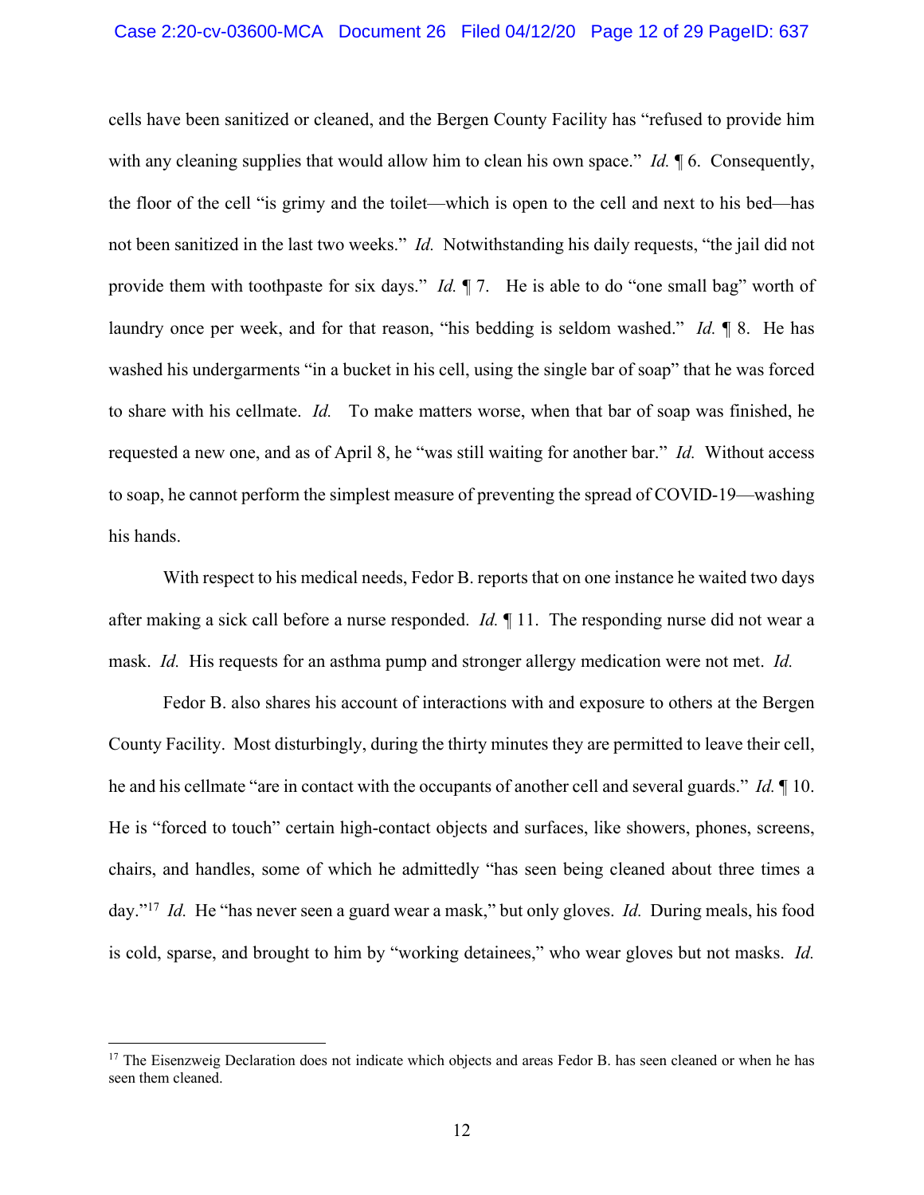cells have been sanitized or cleaned, and the Bergen County Facility has "refused to provide him with any cleaning supplies that would allow him to clean his own space." *Id.* ¶ 6. Consequently, the floor of the cell "is grimy and the toilet—which is open to the cell and next to his bed—has not been sanitized in the last two weeks." *Id.* Notwithstanding his daily requests, "the jail did not provide them with toothpaste for six days." *Id.* ¶ 7. He is able to do "one small bag" worth of laundry once per week, and for that reason, "his bedding is seldom washed." *Id.* ¶ 8. He has washed his undergarments "in a bucket in his cell, using the single bar of soap" that he was forced to share with his cellmate. *Id.* To make matters worse, when that bar of soap was finished, he requested a new one, and as of April 8, he "was still waiting for another bar." *Id.* Without access to soap, he cannot perform the simplest measure of preventing the spread of COVID-19—washing his hands.

With respect to his medical needs, Fedor B. reports that on one instance he waited two days after making a sick call before a nurse responded. *Id.* ¶ 11. The responding nurse did not wear a mask. *Id.* His requests for an asthma pump and stronger allergy medication were not met. *Id.*

Fedor B. also shares his account of interactions with and exposure to others at the Bergen County Facility. Most disturbingly, during the thirty minutes they are permitted to leave their cell, he and his cellmate "are in contact with the occupants of another cell and several guards." *Id.* ¶ 10. He is "forced to touch" certain high-contact objects and surfaces, like showers, phones, screens, chairs, and handles, some of which he admittedly "has seen being cleaned about three times a day."[17] *Id.* He "has never seen a guard wear a mask," but only gloves. *Id.* During meals, his food is cold, sparse, and brought to him by "working detainees," who wear gloves but not masks. *Id.*

[17] The Eisenzweig Declaration does not indicate which objects and areas Fedor B. has seen cleaned or when he has seen them cleaned.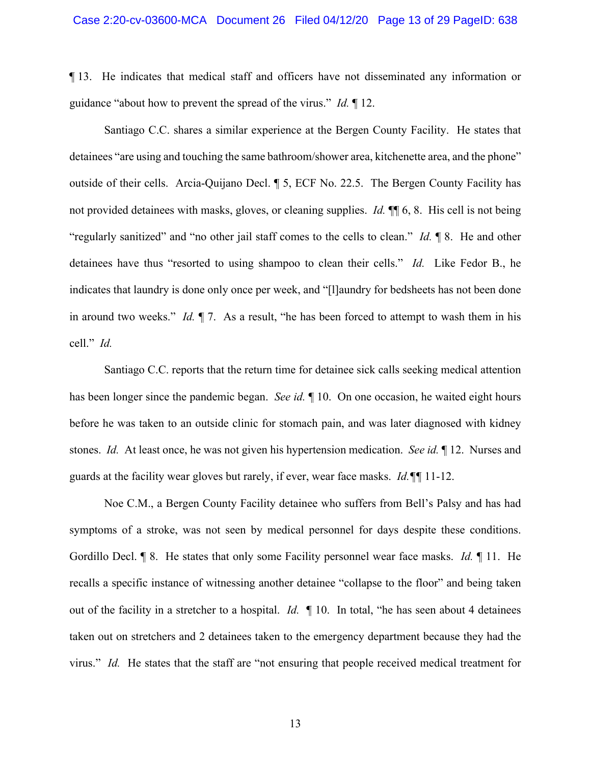¶ 13. He indicates that medical staff and officers have not disseminated any information or guidance "about how to prevent the spread of the virus." *Id.* ¶ 12.

Santiago C.C. shares a similar experience at the Bergen County Facility. He states that detainees "are using and touching the same bathroom/shower area, kitchenette area, and the phone" outside of their cells. Arcia-Quijano Decl. ¶ 5, ECF No. 22.5. The Bergen County Facility has not provided detainees with masks, gloves, or cleaning supplies. *Id.* ¶¶ 6, 8. His cell is not being "regularly sanitized" and "no other jail staff comes to the cells to clean." *Id.* ¶ 8. He and other detainees have thus "resorted to using shampoo to clean their cells." *Id.* Like Fedor B., he indicates that laundry is done only once per week, and "[l]aundry for bedsheets has not been done in around two weeks." *Id.* ¶ 7. As a result, "he has been forced to attempt to wash them in his cell." *Id.*

Santiago C.C. reports that the return time for detainee sick calls seeking medical attention has been longer since the pandemic began. *See id.* ¶ 10. On one occasion, he waited eight hours before he was taken to an outside clinic for stomach pain, and was later diagnosed with kidney stones. *Id.* At least once, he was not given his hypertension medication. *See id.* ¶ 12. Nurses and guards at the facility wear gloves but rarely, if ever, wear face masks. *Id.*¶¶ 11-12.

Noe C.M., a Bergen County Facility detainee who suffers from Bell's Palsy and has had symptoms of a stroke, was not seen by medical personnel for days despite these conditions. Gordillo Decl. ¶ 8. He states that only some Facility personnel wear face masks. *Id.* ¶ 11. He recalls a specific instance of witnessing another detainee "collapse to the floor" and being taken out of the facility in a stretcher to a hospital. *Id.* ¶ 10. In total, "he has seen about 4 detainees taken out on stretchers and 2 detainees taken to the emergency department because they had the virus." *Id.* He states that the staff are "not ensuring that people received medical treatment for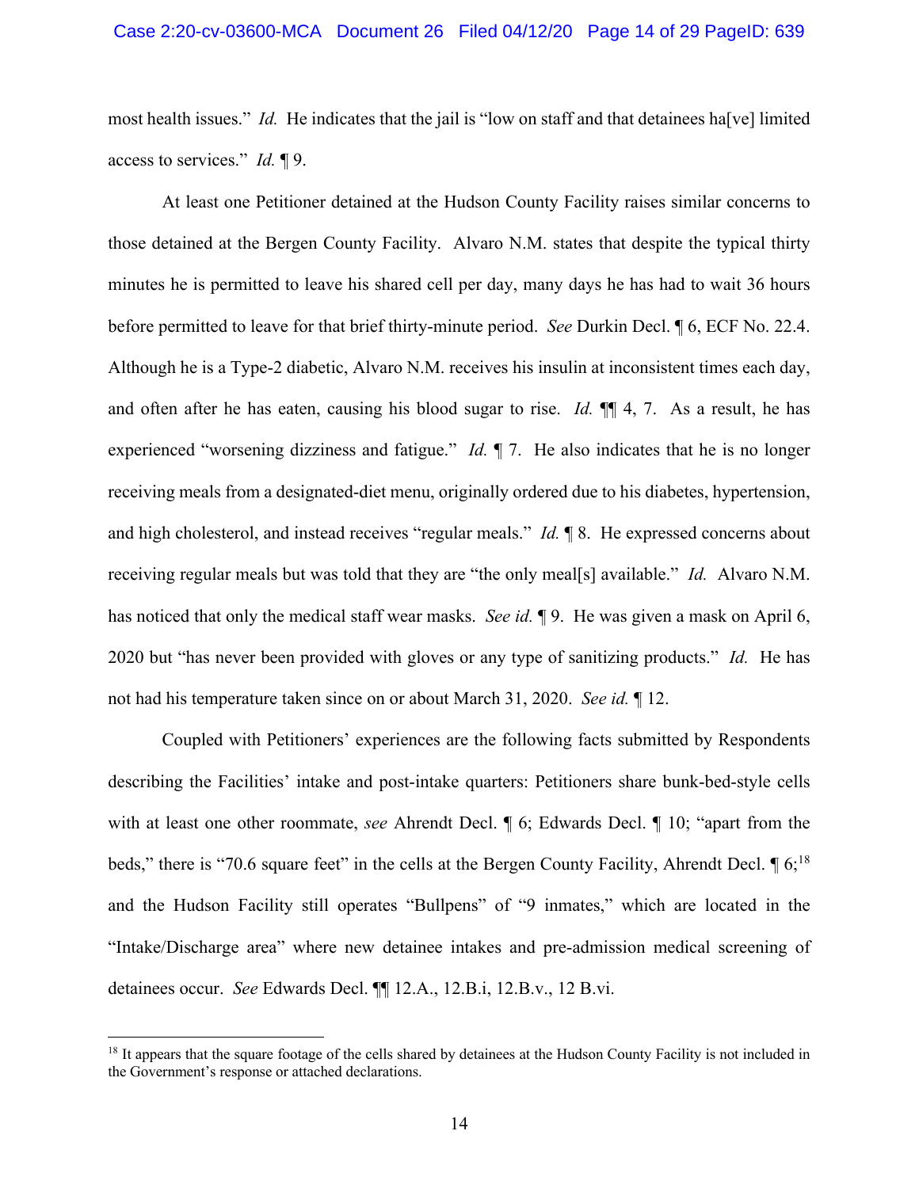most health issues." *Id.* He indicates that the jail is "low on staff and that detainees ha[ve] limited access to services." *Id.* ¶ 9.

At least one Petitioner detained at the Hudson County Facility raises similar concerns to those detained at the Bergen County Facility. Alvaro N.M. states that despite the typical thirty minutes he is permitted to leave his shared cell per day, many days he has had to wait 36 hours before permitted to leave for that brief thirty-minute period. *See* Durkin Decl. ¶ 6, ECF No. 22.4. Although he is a Type-2 diabetic, Alvaro N.M. receives his insulin at inconsistent times each day, and often after he has eaten, causing his blood sugar to rise. *Id.* ¶¶ 4, 7. As a result, he has experienced "worsening dizziness and fatigue." *Id.* ¶ 7. He also indicates that he is no longer receiving meals from a designated-diet menu, originally ordered due to his diabetes, hypertension, and high cholesterol, and instead receives "regular meals." *Id.* ¶ 8. He expressed concerns about receiving regular meals but was told that they are "the only meal[s] available." *Id.* Alvaro N.M. has noticed that only the medical staff wear masks. *See id.* ¶ 9. He was given a mask on April 6, 2020 but "has never been provided with gloves or any type of sanitizing products." *Id.* He has not had his temperature taken since on or about March 31, 2020. *See id.* ¶ 12.

Coupled with Petitioners' experiences are the following facts submitted by Respondents describing the Facilities' intake and post-intake quarters: Petitioners share bunk-bed-style cells with at least one other roommate, *see* Ahrendt Decl. ¶ 6; Edwards Decl. ¶ 10; "apart from the beds," there is "70.6 square feet" in the cells at the Bergen County Facility, Ahrendt Decl. ¶ 6;[18] and the Hudson Facility still operates "Bullpens" of "9 inmates," which are located in the "Intake/Discharge area" where new detainee intakes and pre-admission medical screening of detainees occur. *See* Edwards Decl. ¶¶ 12.A., 12.B.i, 12.B.v., 12 B.vi.

---

[18] It appears that the square footage of the cells shared by detainees at the Hudson County Facility is not included in the Government's response or attached declarations.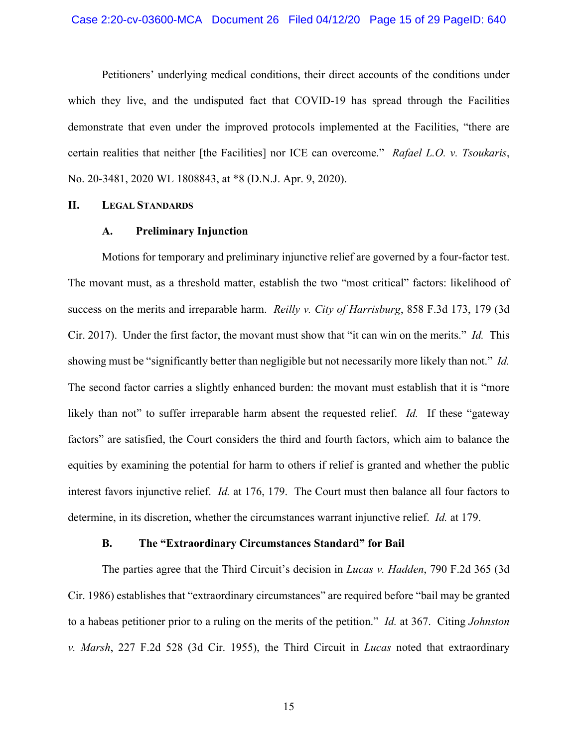Petitioners' underlying medical conditions, their direct accounts of the conditions under which they live, and the undisputed fact that COVID-19 has spread through the Facilities demonstrate that even under the improved protocols implemented at the Facilities, "there are certain realities that neither [the Facilities] nor ICE can overcome." *Rafael L.O. v. Tsoukaris*, No. 20-3481, 2020 WL 1808843, at *8 (D.N.J. Apr. 9, 2020).

## II. Legal Standards

### A. Preliminary Injunction

Motions for temporary and preliminary injunctive relief are governed by a four-factor test. The movant must, as a threshold matter, establish the two "most critical" factors: likelihood of success on the merits and irreparable harm. *Reilly v. City of Harrisburg*, 858 F.3d 173, 179 (3d Cir. 2017). Under the first factor, the movant must show that "it can win on the merits." *Id.* This showing must be "significantly better than negligible but not necessarily more likely than not." *Id.* The second factor carries a slightly enhanced burden: the movant must establish that it is "more likely than not" to suffer irreparable harm absent the requested relief. *Id.* If these "gateway factors" are satisfied, the Court considers the third and fourth factors, which aim to balance the equities by examining the potential for harm to others if relief is granted and whether the public interest favors injunctive relief. *Id.* at 176, 179. The Court must then balance all four factors to determine, in its discretion, whether the circumstances warrant injunctive relief. *Id.* at 179.

### B. The "Extraordinary Circumstances Standard" for Bail

The parties agree that the Third Circuit's decision in *Lucas v. Hadden*, 790 F.2d 365 (3d Cir. 1986) establishes that "extraordinary circumstances" are required before "bail may be granted to a habeas petitioner prior to a ruling on the merits of the petition." *Id.* at 367. Citing *Johnston v. Marsh*, 227 F.2d 528 (3d Cir. 1955), the Third Circuit in *Lucas* noted that extraordinary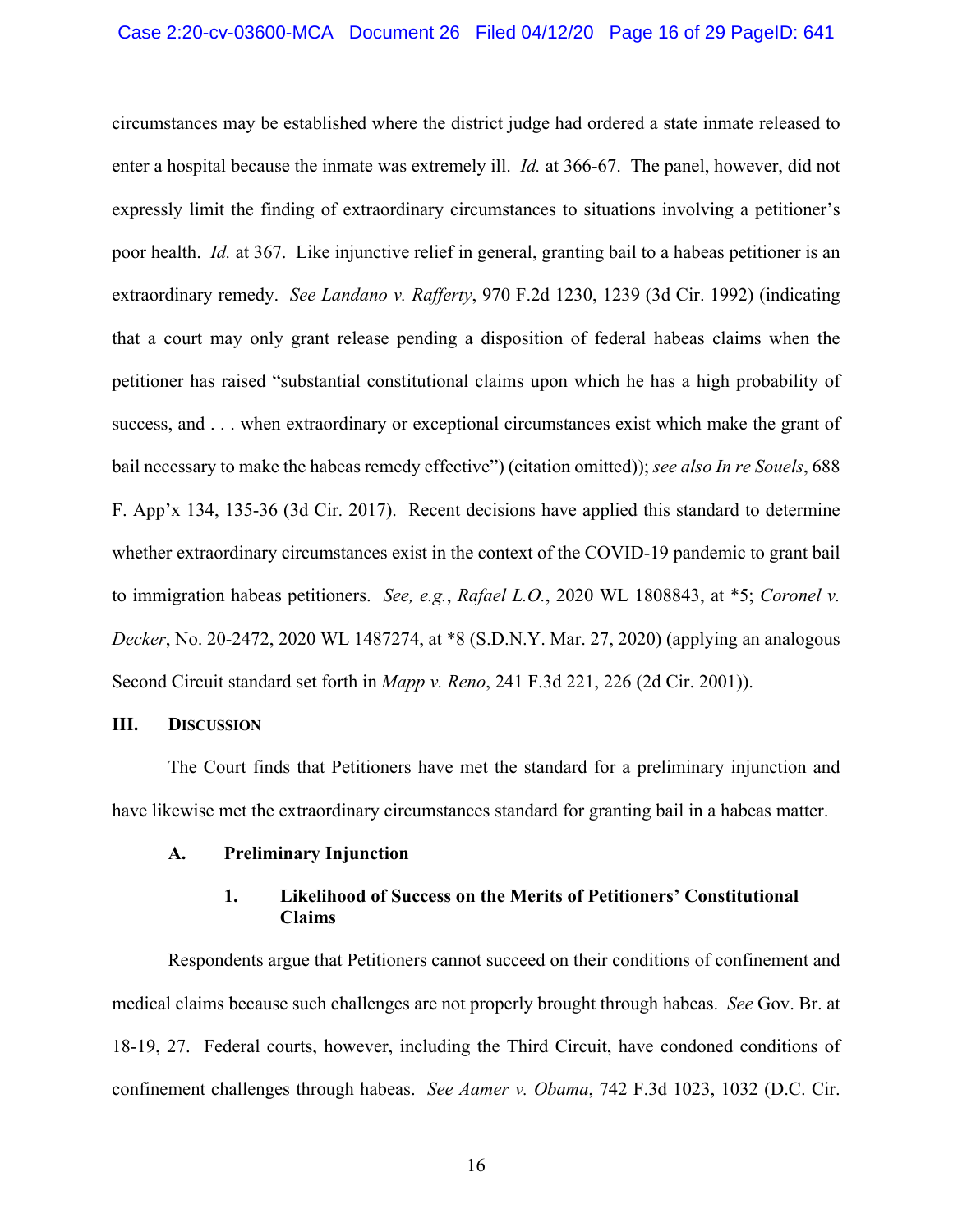circumstances may be established where the district judge had ordered a state inmate released to enter a hospital because the inmate was extremely ill. *Id.* at 366-67. The panel, however, did not expressly limit the finding of extraordinary circumstances to situations involving a petitioner's poor health. *Id.* at 367. Like injunctive relief in general, granting bail to a habeas petitioner is an extraordinary remedy. *See Landano v. Rafferty*, 970 F.2d 1230, 1239 (3d Cir. 1992) (indicating that a court may only grant release pending a disposition of federal habeas claims when the petitioner has raised "substantial constitutional claims upon which he has a high probability of success, and . . . when extraordinary or exceptional circumstances exist which make the grant of bail necessary to make the habeas remedy effective") (citation omitted)); *see also In re Souels*, 688 F. App'x 134, 135-36 (3d Cir. 2017). Recent decisions have applied this standard to determine whether extraordinary circumstances exist in the context of the COVID-19 pandemic to grant bail to immigration habeas petitioners. *See, e.g.*, *Rafael L.O.*, 2020 WL 1808843, at *5; *Coronel v. Decker*, No. 20-2472, 2020 WL 1487274, at *8 (S.D.N.Y. Mar. 27, 2020) (applying an analogous Second Circuit standard set forth in *Mapp v. Reno*, 241 F.3d 221, 226 (2d Cir. 2001)).

## III. Discussion

The Court finds that Petitioners have met the standard for a preliminary injunction and have likewise met the extraordinary circumstances standard for granting bail in a habeas matter.

### A. Preliminary Injunction

#### 1. Likelihood of Success on the Merits of Petitioners' Constitutional Claims

Respondents argue that Petitioners cannot succeed on their conditions of confinement and medical claims because such challenges are not properly brought through habeas. *See* Gov. Br. at 18-19, 27. Federal courts, however, including the Third Circuit, have condoned conditions of confinement challenges through habeas. *See Aamer v. Obama*, 742 F.3d 1023, 1032 (D.C. Cir.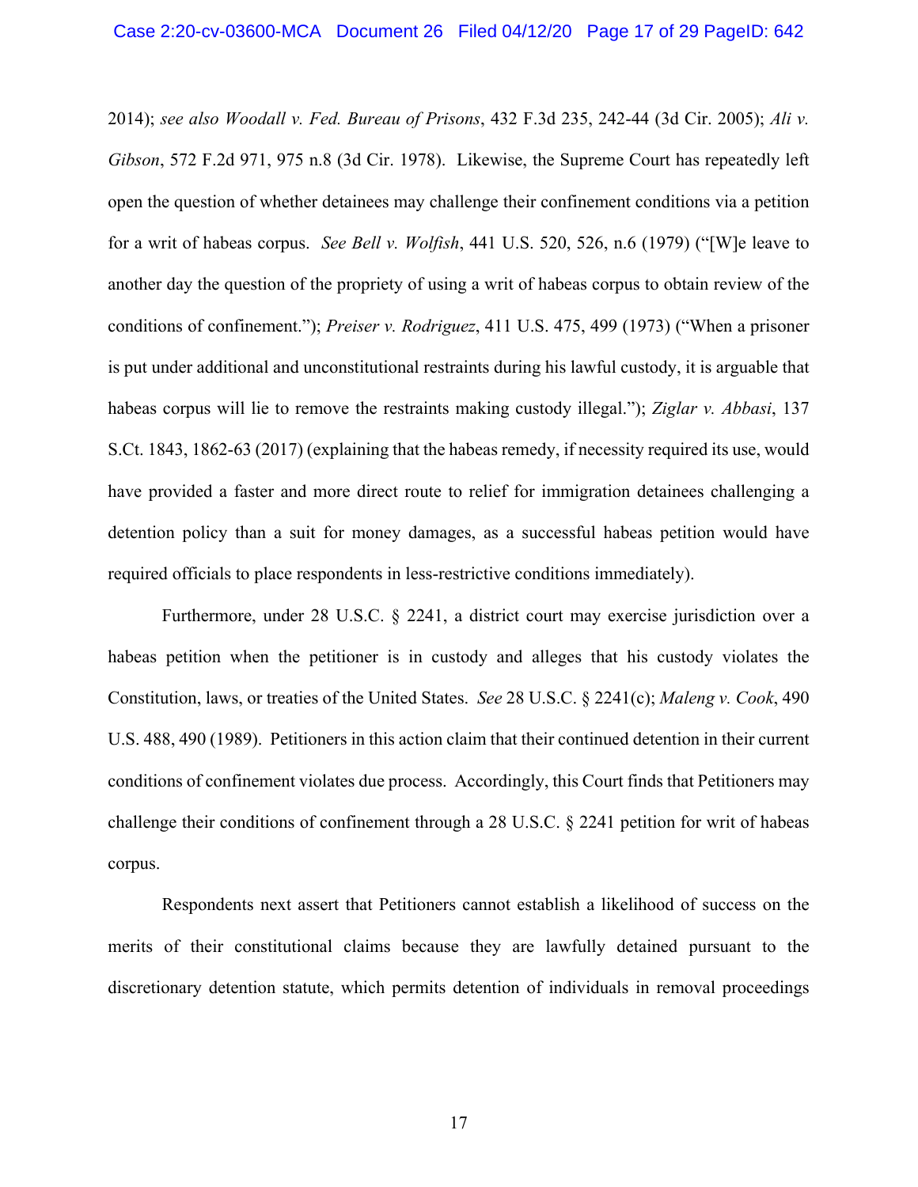2014); *see also Woodall v. Fed. Bureau of Prisons*, 432 F.3d 235, 242-44 (3d Cir. 2005); *Ali v. Gibson*, 572 F.2d 971, 975 n.8 (3d Cir. 1978). Likewise, the Supreme Court has repeatedly left open the question of whether detainees may challenge their confinement conditions via a petition for a writ of habeas corpus. *See Bell v. Wolfish*, 441 U.S. 520, 526, n.6 (1979) ("[W]e leave to another day the question of the propriety of using a writ of habeas corpus to obtain review of the conditions of confinement."); *Preiser v. Rodriguez*, 411 U.S. 475, 499 (1973) ("When a prisoner is put under additional and unconstitutional restraints during his lawful custody, it is arguable that habeas corpus will lie to remove the restraints making custody illegal."); *Ziglar v. Abbasi*, 137 S.Ct. 1843, 1862-63 (2017) (explaining that the habeas remedy, if necessity required its use, would have provided a faster and more direct route to relief for immigration detainees challenging a detention policy than a suit for money damages, as a successful habeas petition would have required officials to place respondents in less-restrictive conditions immediately).

Furthermore, under 28 U.S.C. § 2241, a district court may exercise jurisdiction over a habeas petition when the petitioner is in custody and alleges that his custody violates the Constitution, laws, or treaties of the United States. *See* 28 U.S.C. § 2241(c); *Maleng v. Cook*, 490 U.S. 488, 490 (1989). Petitioners in this action claim that their continued detention in their current conditions of confinement violates due process. Accordingly, this Court finds that Petitioners may challenge their conditions of confinement through a 28 U.S.C. § 2241 petition for writ of habeas corpus.

Respondents next assert that Petitioners cannot establish a likelihood of success on the merits of their constitutional claims because they are lawfully detained pursuant to the discretionary detention statute, which permits detention of individuals in removal proceedings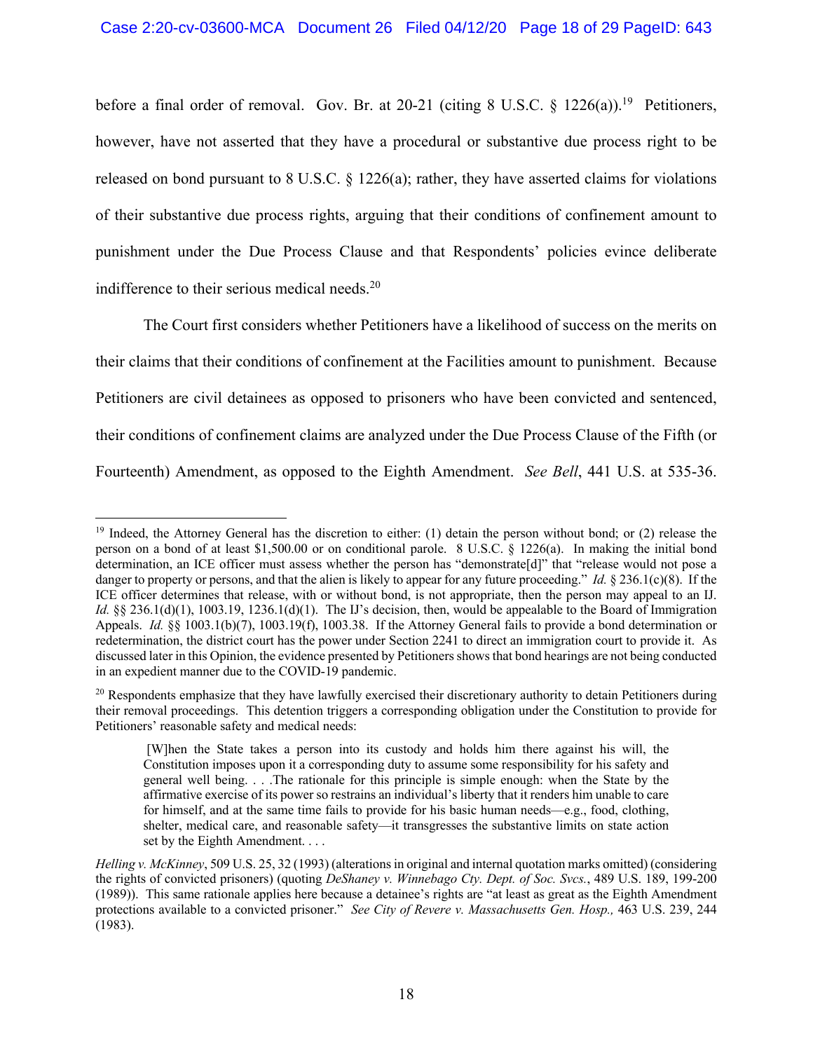before a final order of removal. Gov. Br. at 20-21 (citing 8 U.S.C. § 1226(a)).[19] Petitioners, however, have not asserted that they have a procedural or substantive due process right to be released on bond pursuant to 8 U.S.C. § 1226(a); rather, they have asserted claims for violations of their substantive due process rights, arguing that their conditions of confinement amount to punishment under the Due Process Clause and that Respondents' policies evince deliberate indifference to their serious medical needs.[20]

The Court first considers whether Petitioners have a likelihood of success on the merits on their claims that their conditions of confinement at the Facilities amount to punishment. Because Petitioners are civil detainees as opposed to prisoners who have been convicted and sentenced, their conditions of confinement claims are analyzed under the Due Process Clause of the Fifth (or Fourteenth) Amendment, as opposed to the Eighth Amendment. *See Bell*, 441 U.S. at 535-36.

---

[19] Indeed, the Attorney General has the discretion to either: (1) detain the person without bond; or (2) release the person on a bond of at least $1,500.00 or on conditional parole. 8 U.S.C. § 1226(a). In making the initial bond determination, an ICE officer must assess whether the person has "demonstrate[d]" that "release would not pose a danger to property or persons, and that the alien is likely to appear for any future proceeding." *Id.* § 236.1(c)(8). If the ICE officer determines that release, with or without bond, is not appropriate, then the person may appeal to an IJ. *Id.* §§ 236.1(d)(1), 1003.19, 1236.1(d)(1). The IJ's decision, then, would be appealable to the Board of Immigration Appeals. *Id.* §§ 1003.1(b)(7), 1003.19(f), 1003.38. If the Attorney General fails to provide a bond determination or redetermination, the district court has the power under Section 2241 to direct an immigration court to provide it. As discussed later in this Opinion, the evidence presented by Petitioners shows that bond hearings are not being conducted in an expedient manner due to the COVID-19 pandemic.

[20] Respondents emphasize that they have lawfully exercised their discretionary authority to detain Petitioners during their removal proceedings. This detention triggers a corresponding obligation under the Constitution to provide for Petitioners' reasonable safety and medical needs:

> [W]hen the State takes a person into its custody and holds him there against his will, the Constitution imposes upon it a corresponding duty to assume some responsibility for his safety and general well being. . . .The rationale for this principle is simple enough: when the State by the affirmative exercise of its power so restrains an individual's liberty that it renders him unable to care for himself, and at the same time fails to provide for his basic human needs—e.g., food, clothing, shelter, medical care, and reasonable safety—it transgresses the substantive limits on state action set by the Eighth Amendment. . . .

*Helling v. McKinney*, 509 U.S. 25, 32 (1993) (alterations in original and internal quotation marks omitted) (considering the rights of convicted prisoners) (quoting *DeShaney v. Winnebago Cty. Dept. of Soc. Svcs.*, 489 U.S. 189, 199-200 (1989)). This same rationale applies here because a detainee's rights are "at least as great as the Eighth Amendment protections available to a convicted prisoner." *See City of Revere v. Massachusetts Gen. Hosp.,* 463 U.S. 239, 244 (1983).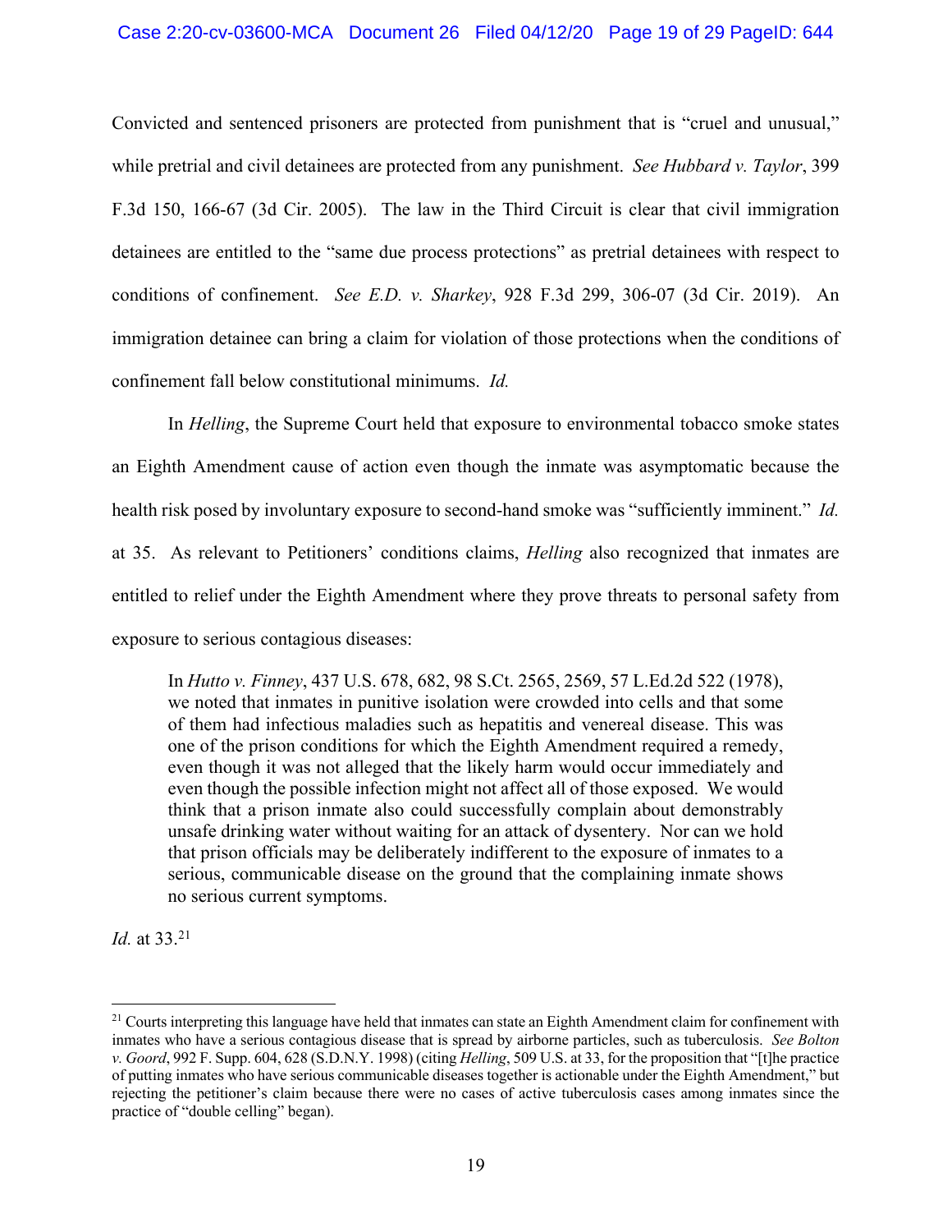Convicted and sentenced prisoners are protected from punishment that is "cruel and unusual," while pretrial and civil detainees are protected from any punishment. *See Hubbard v. Taylor*, 399 F.3d 150, 166-67 (3d Cir. 2005). The law in the Third Circuit is clear that civil immigration detainees are entitled to the "same due process protections" as pretrial detainees with respect to conditions of confinement. *See E.D. v. Sharkey*, 928 F.3d 299, 306-07 (3d Cir. 2019). An immigration detainee can bring a claim for violation of those protections when the conditions of confinement fall below constitutional minimums. *Id.*

In *Helling*, the Supreme Court held that exposure to environmental tobacco smoke states an Eighth Amendment cause of action even though the inmate was asymptomatic because the health risk posed by involuntary exposure to second-hand smoke was "sufficiently imminent." *Id.* at 35. As relevant to Petitioners' conditions claims, *Helling* also recognized that inmates are entitled to relief under the Eighth Amendment where they prove threats to personal safety from exposure to serious contagious diseases:

> In *Hutto v. Finney*, 437 U.S. 678, 682, 98 S.Ct. 2565, 2569, 57 L.Ed.2d 522 (1978), we noted that inmates in punitive isolation were crowded into cells and that some of them had infectious maladies such as hepatitis and venereal disease. This was one of the prison conditions for which the Eighth Amendment required a remedy, even though it was not alleged that the likely harm would occur immediately and even though the possible infection might not affect all of those exposed. We would think that a prison inmate also could successfully complain about demonstrably unsafe drinking water without waiting for an attack of dysentery. Nor can we hold that prison officials may be deliberately indifferent to the exposure of inmates to a serious, communicable disease on the ground that the complaining inmate shows no serious current symptoms.

*Id.* at 33.[21]

[21] Courts interpreting this language have held that inmates can state an Eighth Amendment claim for confinement with inmates who have a serious contagious disease that is spread by airborne particles, such as tuberculosis. *See Bolton v. Goord*, 992 F. Supp. 604, 628 (S.D.N.Y. 1998) (citing *Helling*, 509 U.S. at 33, for the proposition that "[t]he practice of putting inmates who have serious communicable diseases together is actionable under the Eighth Amendment," but rejecting the petitioner's claim because there were no cases of active tuberculosis cases among inmates since the practice of "double celling" began).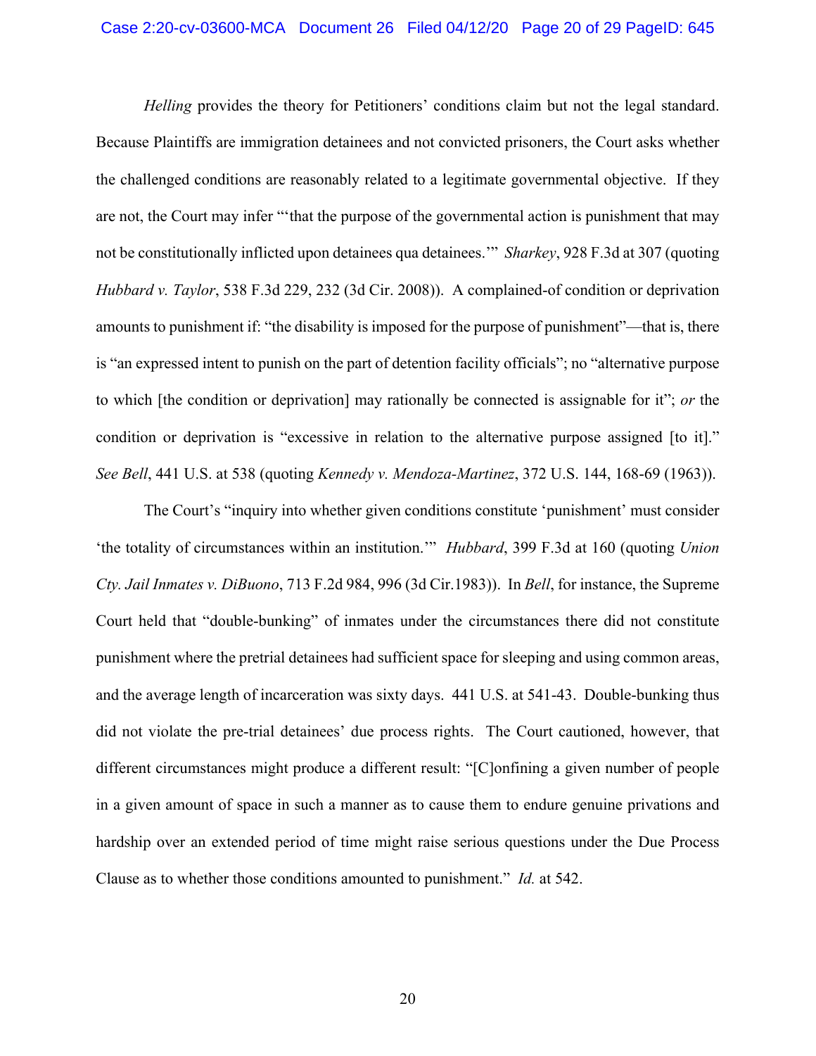*Helling* provides the theory for Petitioners' conditions claim but not the legal standard. Because Plaintiffs are immigration detainees and not convicted prisoners, the Court asks whether the challenged conditions are reasonably related to a legitimate governmental objective. If they are not, the Court may infer "'that the purpose of the governmental action is punishment that may not be constitutionally inflicted upon detainees qua detainees.'" *Sharkey*, 928 F.3d at 307 (quoting *Hubbard v. Taylor*, 538 F.3d 229, 232 (3d Cir. 2008)). A complained-of condition or deprivation amounts to punishment if: "the disability is imposed for the purpose of punishment"—that is, there is "an expressed intent to punish on the part of detention facility officials"; no "alternative purpose to which [the condition or deprivation] may rationally be connected is assignable for it"; *or* the condition or deprivation is "excessive in relation to the alternative purpose assigned [to it]." *See Bell*, 441 U.S. at 538 (quoting *Kennedy v. Mendoza-Martinez*, 372 U.S. 144, 168-69 (1963)).

The Court's "inquiry into whether given conditions constitute 'punishment' must consider 'the totality of circumstances within an institution.'" *Hubbard*, 399 F.3d at 160 (quoting *Union Cty. Jail Inmates v. DiBuono*, 713 F.2d 984, 996 (3d Cir.1983)). In *Bell*, for instance, the Supreme Court held that "double-bunking" of inmates under the circumstances there did not constitute punishment where the pretrial detainees had sufficient space for sleeping and using common areas, and the average length of incarceration was sixty days. 441 U.S. at 541-43. Double-bunking thus did not violate the pre-trial detainees' due process rights. The Court cautioned, however, that different circumstances might produce a different result: "[C]onfining a given number of people in a given amount of space in such a manner as to cause them to endure genuine privations and hardship over an extended period of time might raise serious questions under the Due Process Clause as to whether those conditions amounted to punishment." *Id.* at 542.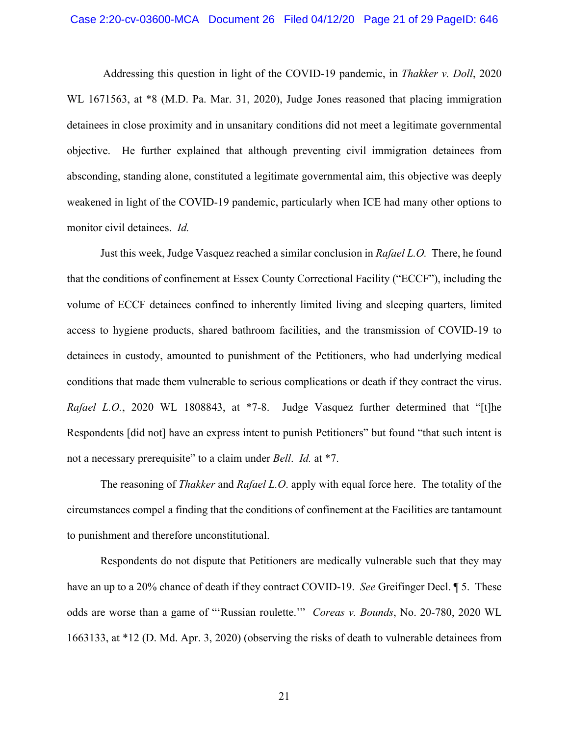Addressing this question in light of the COVID-19 pandemic, in *Thakker v. Doll*, 2020 WL 1671563, at *8 (M.D. Pa. Mar. 31, 2020), Judge Jones reasoned that placing immigration detainees in close proximity and in unsanitary conditions did not meet a legitimate governmental objective. He further explained that although preventing civil immigration detainees from absconding, standing alone, constituted a legitimate governmental aim, this objective was deeply weakened in light of the COVID-19 pandemic, particularly when ICE had many other options to monitor civil detainees. *Id.*

Just this week, Judge Vasquez reached a similar conclusion in *Rafael L.O.* There, he found that the conditions of confinement at Essex County Correctional Facility ("ECCF"), including the volume of ECCF detainees confined to inherently limited living and sleeping quarters, limited access to hygiene products, shared bathroom facilities, and the transmission of COVID-19 to detainees in custody, amounted to punishment of the Petitioners, who had underlying medical conditions that made them vulnerable to serious complications or death if they contract the virus. *Rafael L.O.*, 2020 WL 1808843, at *7-8. Judge Vasquez further determined that "[t]he Respondents [did not] have an express intent to punish Petitioners" but found "that such intent is not a necessary prerequisite" to a claim under *Bell*. *Id.* at *7.

The reasoning of *Thakker* and *Rafael L.O*. apply with equal force here. The totality of the circumstances compel a finding that the conditions of confinement at the Facilities are tantamount to punishment and therefore unconstitutional.

Respondents do not dispute that Petitioners are medically vulnerable such that they may have an up to a 20% chance of death if they contract COVID-19. *See* Greifinger Decl. ¶ 5. These odds are worse than a game of "'Russian roulette.'" *Coreas v. Bounds*, No. 20-780, 2020 WL 1663133, at *12 (D. Md. Apr. 3, 2020) (observing the risks of death to vulnerable detainees from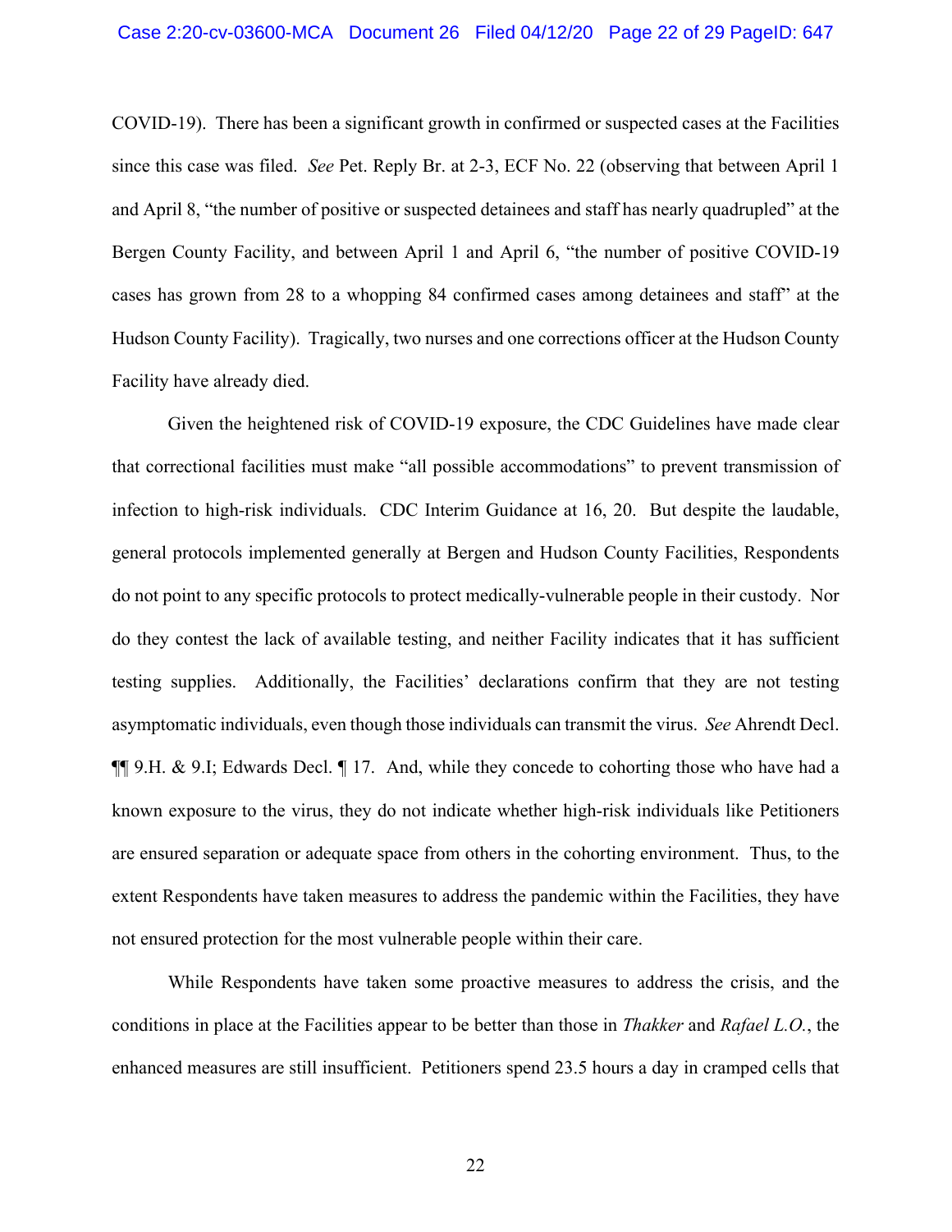COVID-19). There has been a significant growth in confirmed or suspected cases at the Facilities since this case was filed. *See* Pet. Reply Br. at 2-3, ECF No. 22 (observing that between April 1 and April 8, "the number of positive or suspected detainees and staff has nearly quadrupled" at the Bergen County Facility, and between April 1 and April 6, "the number of positive COVID-19 cases has grown from 28 to a whopping 84 confirmed cases among detainees and staff" at the Hudson County Facility). Tragically, two nurses and one corrections officer at the Hudson County Facility have already died.

Given the heightened risk of COVID-19 exposure, the CDC Guidelines have made clear that correctional facilities must make "all possible accommodations" to prevent transmission of infection to high-risk individuals. CDC Interim Guidance at 16, 20. But despite the laudable, general protocols implemented generally at Bergen and Hudson County Facilities, Respondents do not point to any specific protocols to protect medically-vulnerable people in their custody. Nor do they contest the lack of available testing, and neither Facility indicates that it has sufficient testing supplies. Additionally, the Facilities' declarations confirm that they are not testing asymptomatic individuals, even though those individuals can transmit the virus. *See* Ahrendt Decl. ¶¶ 9.H. & 9.I; Edwards Decl. ¶ 17. And, while they concede to cohorting those who have had a known exposure to the virus, they do not indicate whether high-risk individuals like Petitioners are ensured separation or adequate space from others in the cohorting environment. Thus, to the extent Respondents have taken measures to address the pandemic within the Facilities, they have not ensured protection for the most vulnerable people within their care.

While Respondents have taken some proactive measures to address the crisis, and the conditions in place at the Facilities appear to be better than those in *Thakker* and *Rafael L.O.*, the enhanced measures are still insufficient. Petitioners spend 23.5 hours a day in cramped cells that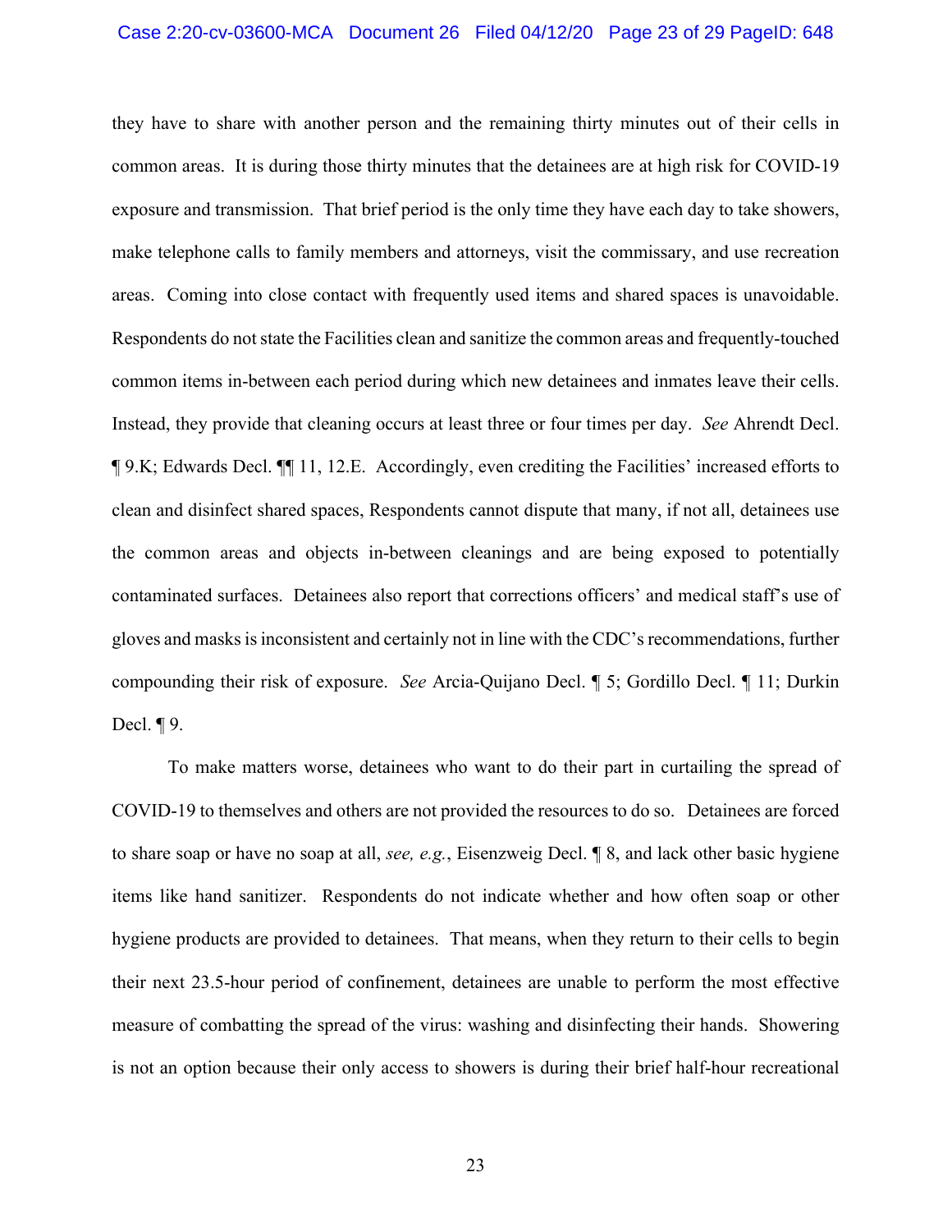they have to share with another person and the remaining thirty minutes out of their cells in common areas. It is during those thirty minutes that the detainees are at high risk for COVID-19 exposure and transmission. That brief period is the only time they have each day to take showers, make telephone calls to family members and attorneys, visit the commissary, and use recreation areas. Coming into close contact with frequently used items and shared spaces is unavoidable. Respondents do not state the Facilities clean and sanitize the common areas and frequently-touched common items in-between each period during which new detainees and inmates leave their cells. Instead, they provide that cleaning occurs at least three or four times per day. *See* Ahrendt Decl. ¶ 9.K; Edwards Decl. ¶¶ 11, 12.E. Accordingly, even crediting the Facilities' increased efforts to clean and disinfect shared spaces, Respondents cannot dispute that many, if not all, detainees use the common areas and objects in-between cleanings and are being exposed to potentially contaminated surfaces. Detainees also report that corrections officers' and medical staff's use of gloves and masks is inconsistent and certainly not in line with the CDC's recommendations, further compounding their risk of exposure. *See* Arcia-Quijano Decl. ¶ 5; Gordillo Decl. ¶ 11; Durkin Decl. ¶ 9.

To make matters worse, detainees who want to do their part in curtailing the spread of COVID-19 to themselves and others are not provided the resources to do so. Detainees are forced to share soap or have no soap at all, *see, e.g.*, Eisenzweig Decl. ¶ 8, and lack other basic hygiene items like hand sanitizer. Respondents do not indicate whether and how often soap or other hygiene products are provided to detainees. That means, when they return to their cells to begin their next 23.5-hour period of confinement, detainees are unable to perform the most effective measure of combatting the spread of the virus: washing and disinfecting their hands. Showering is not an option because their only access to showers is during their brief half-hour recreational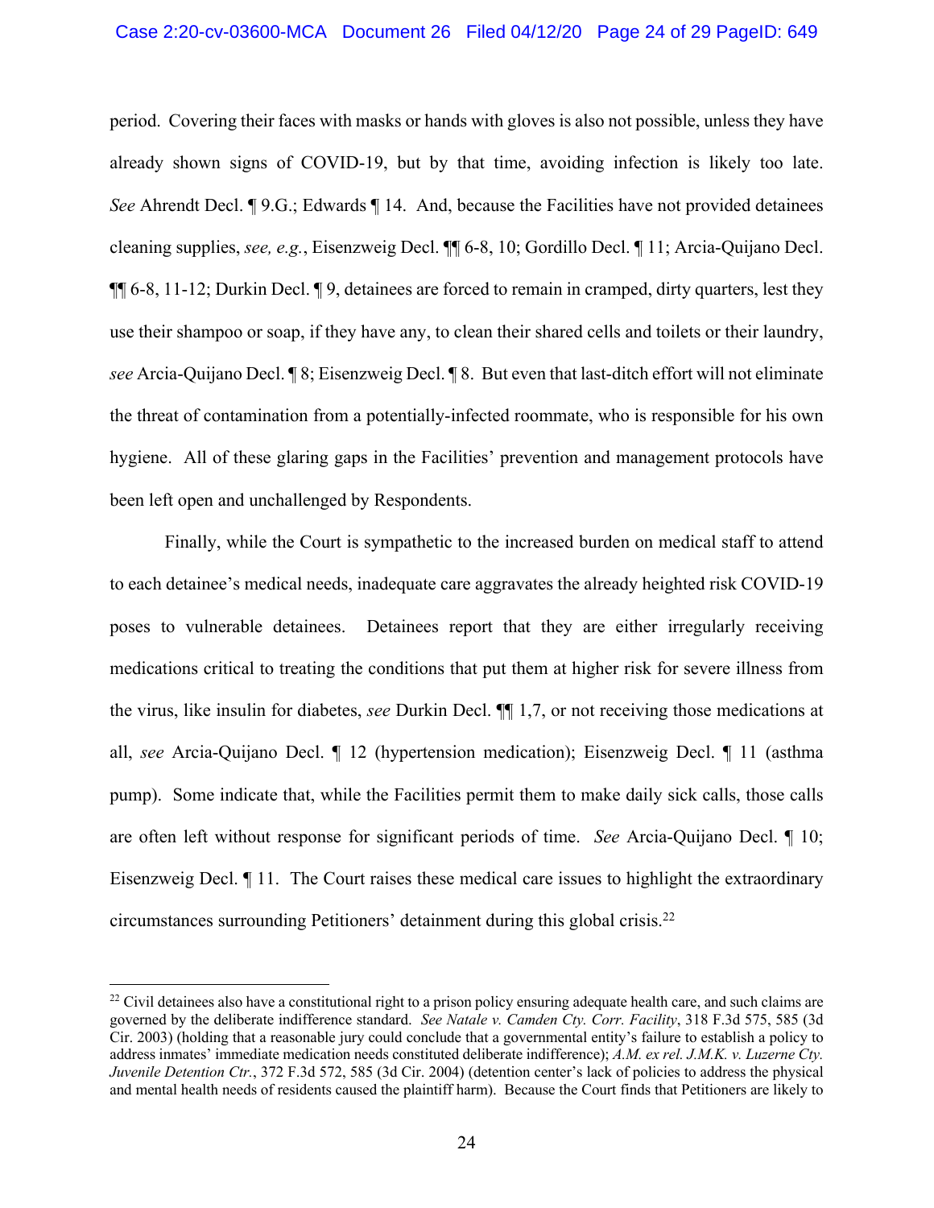period. Covering their faces with masks or hands with gloves is also not possible, unless they have already shown signs of COVID-19, but by that time, avoiding infection is likely too late. *See* Ahrendt Decl. ¶ 9.G.; Edwards ¶ 14. And, because the Facilities have not provided detainees cleaning supplies, *see, e.g.*, Eisenzweig Decl. ¶¶ 6-8, 10; Gordillo Decl. ¶ 11; Arcia-Quijano Decl. ¶¶ 6-8, 11-12; Durkin Decl. ¶ 9, detainees are forced to remain in cramped, dirty quarters, lest they use their shampoo or soap, if they have any, to clean their shared cells and toilets or their laundry, *see* Arcia-Quijano Decl. ¶ 8; Eisenzweig Decl. ¶ 8. But even that last-ditch effort will not eliminate the threat of contamination from a potentially-infected roommate, who is responsible for his own hygiene. All of these glaring gaps in the Facilities' prevention and management protocols have been left open and unchallenged by Respondents.

Finally, while the Court is sympathetic to the increased burden on medical staff to attend to each detainee's medical needs, inadequate care aggravates the already heighted risk COVID-19 poses to vulnerable detainees. Detainees report that they are either irregularly receiving medications critical to treating the conditions that put them at higher risk for severe illness from the virus, like insulin for diabetes, *see* Durkin Decl. ¶¶ 1,7, or not receiving those medications at all, *see* Arcia-Quijano Decl. ¶ 12 (hypertension medication); Eisenzweig Decl. ¶ 11 (asthma pump). Some indicate that, while the Facilities permit them to make daily sick calls, those calls are often left without response for significant periods of time. *See* Arcia-Quijano Decl. ¶ 10; Eisenzweig Decl. ¶ 11. The Court raises these medical care issues to highlight the extraordinary circumstances surrounding Petitioners' detainment during this global crisis.[22]

[22] Civil detainees also have a constitutional right to a prison policy ensuring adequate health care, and such claims are governed by the deliberate indifference standard. *See Natale v. Camden Cty. Corr. Facility*, 318 F.3d 575, 585 (3d Cir. 2003) (holding that a reasonable jury could conclude that a governmental entity's failure to establish a policy to address inmates' immediate medication needs constituted deliberate indifference); *A.M. ex rel. J.M.K. v. Luzerne Cty. Juvenile Detention Ctr.*, 372 F.3d 572, 585 (3d Cir. 2004) (detention center's lack of policies to address the physical and mental health needs of residents caused the plaintiff harm). Because the Court finds that Petitioners are likely to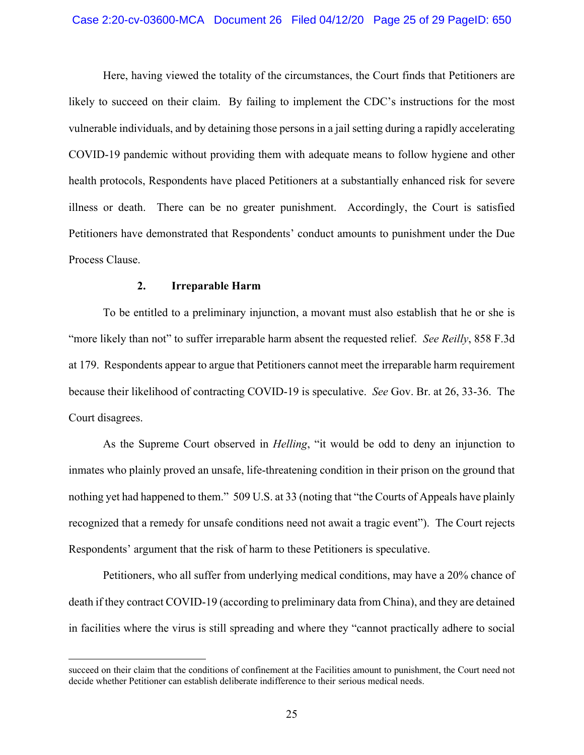Here, having viewed the totality of the circumstances, the Court finds that Petitioners are likely to succeed on their claim. By failing to implement the CDC's instructions for the most vulnerable individuals, and by detaining those persons in a jail setting during a rapidly accelerating COVID-19 pandemic without providing them with adequate means to follow hygiene and other health protocols, Respondents have placed Petitioners at a substantially enhanced risk for severe illness or death. There can be no greater punishment. Accordingly, the Court is satisfied Petitioners have demonstrated that Respondents' conduct amounts to punishment under the Due Process Clause.

### 2. Irreparable Harm

To be entitled to a preliminary injunction, a movant must also establish that he or she is "more likely than not" to suffer irreparable harm absent the requested relief. *See Reilly*, 858 F.3d at 179. Respondents appear to argue that Petitioners cannot meet the irreparable harm requirement because their likelihood of contracting COVID-19 is speculative. *See* Gov. Br. at 26, 33-36. The Court disagrees.

As the Supreme Court observed in *Helling*, "it would be odd to deny an injunction to inmates who plainly proved an unsafe, life-threatening condition in their prison on the ground that nothing yet had happened to them." 509 U.S. at 33 (noting that "the Courts of Appeals have plainly recognized that a remedy for unsafe conditions need not await a tragic event"). The Court rejects Respondents' argument that the risk of harm to these Petitioners is speculative.

Petitioners, who all suffer from underlying medical conditions, may have a 20% chance of death if they contract COVID-19 (according to preliminary data from China), and they are detained in facilities where the virus is still spreading and where they "cannot practically adhere to social

---

succeed on their claim that the conditions of confinement at the Facilities amount to punishment, the Court need not decide whether Petitioner can establish deliberate indifference to their serious medical needs.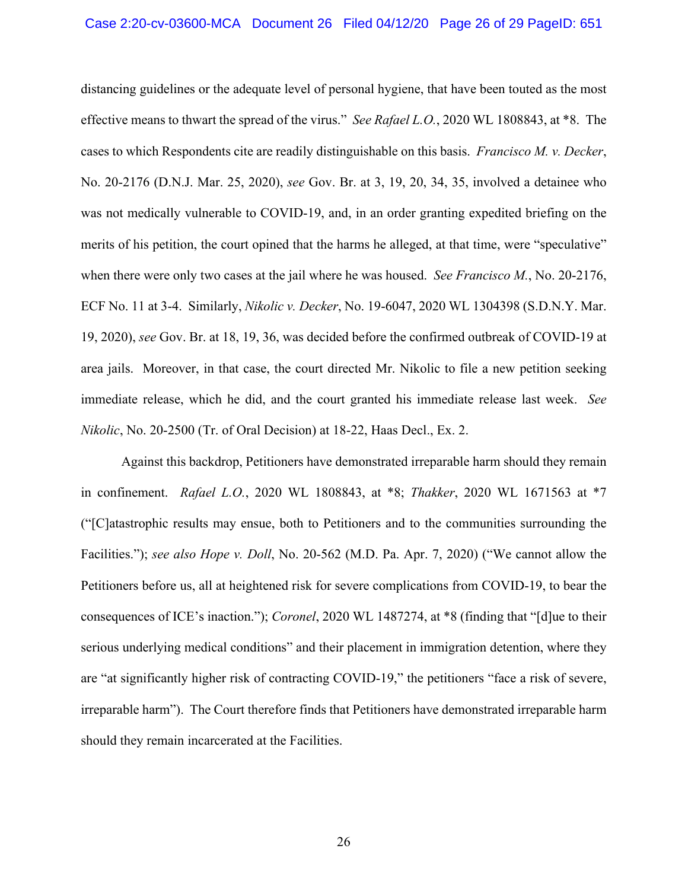distancing guidelines or the adequate level of personal hygiene, that have been touted as the most effective means to thwart the spread of the virus." *See Rafael L.O.*, 2020 WL 1808843, at *8. The cases to which Respondents cite are readily distinguishable on this basis. *Francisco M. v. Decker*, No. 20-2176 (D.N.J. Mar. 25, 2020), *see* Gov. Br. at 3, 19, 20, 34, 35, involved a detainee who was not medically vulnerable to COVID-19, and, in an order granting expedited briefing on the merits of his petition, the court opined that the harms he alleged, at that time, were "speculative" when there were only two cases at the jail where he was housed. *See Francisco M.*, No. 20-2176, ECF No. 11 at 3-4. Similarly, *Nikolic v. Decker*, No. 19-6047, 2020 WL 1304398 (S.D.N.Y. Mar. 19, 2020), *see* Gov. Br. at 18, 19, 36, was decided before the confirmed outbreak of COVID-19 at area jails. Moreover, in that case, the court directed Mr. Nikolic to file a new petition seeking immediate release, which he did, and the court granted his immediate release last week. *See Nikolic*, No. 20-2500 (Tr. of Oral Decision) at 18-22, Haas Decl., Ex. 2.

Against this backdrop, Petitioners have demonstrated irreparable harm should they remain in confinement. *Rafael L.O.*, 2020 WL 1808843, at *8; *Thakker*, 2020 WL 1671563 at *7 ("[C]atastrophic results may ensue, both to Petitioners and to the communities surrounding the Facilities."); *see also Hope v. Doll*, No. 20-562 (M.D. Pa. Apr. 7, 2020) ("We cannot allow the Petitioners before us, all at heightened risk for severe complications from COVID-19, to bear the consequences of ICE's inaction."); *Coronel*, 2020 WL 1487274, at *8 (finding that "[d]ue to their serious underlying medical conditions" and their placement in immigration detention, where they are "at significantly higher risk of contracting COVID-19," the petitioners "face a risk of severe, irreparable harm"). The Court therefore finds that Petitioners have demonstrated irreparable harm should they remain incarcerated at the Facilities.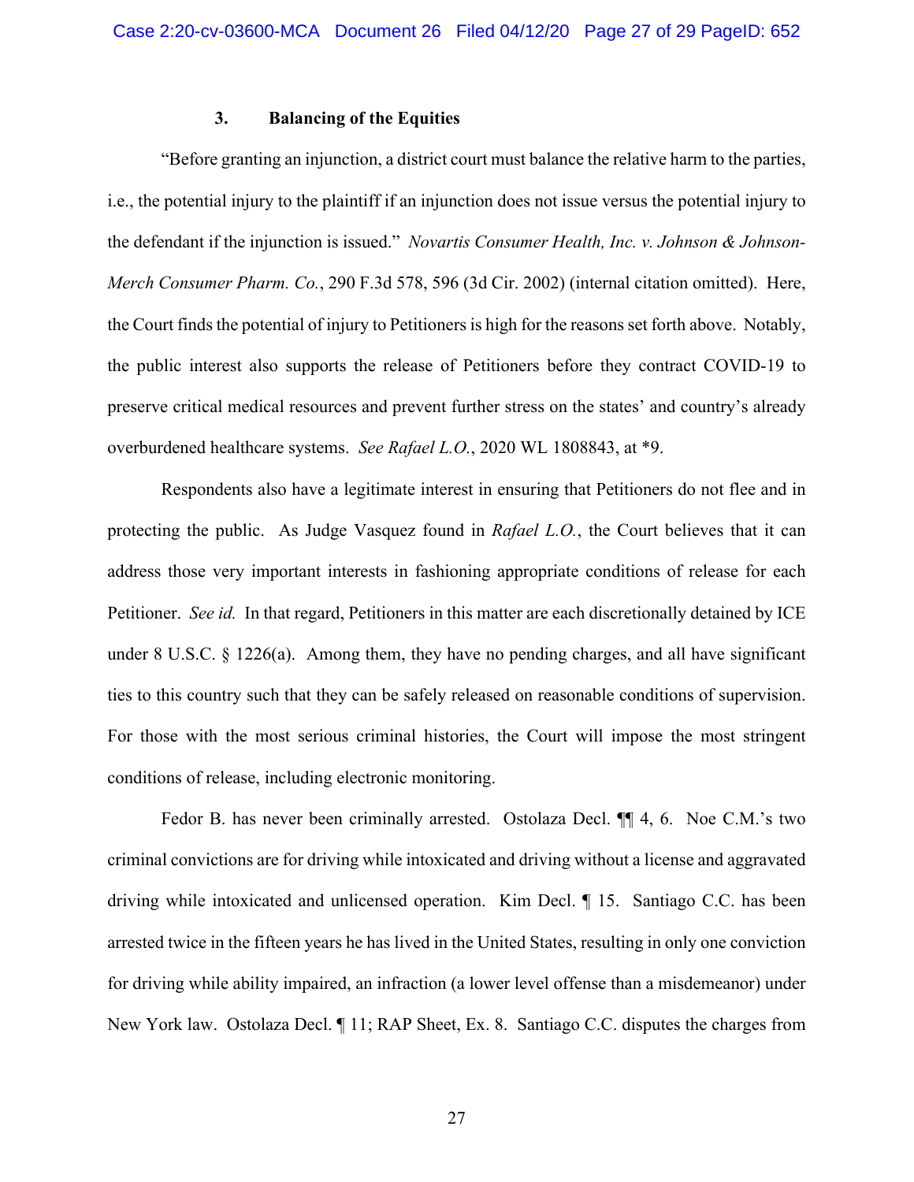### 3. Balancing of the Equities

"Before granting an injunction, a district court must balance the relative harm to the parties, i.e., the potential injury to the plaintiff if an injunction does not issue versus the potential injury to the defendant if the injunction is issued." *Novartis Consumer Health, Inc. v. Johnson & Johnson-Merch Consumer Pharm. Co.*, 290 F.3d 578, 596 (3d Cir. 2002) (internal citation omitted). Here, the Court finds the potential of injury to Petitioners is high for the reasons set forth above. Notably, the public interest also supports the release of Petitioners before they contract COVID-19 to preserve critical medical resources and prevent further stress on the states' and country's already overburdened healthcare systems. *See Rafael L.O.*, 2020 WL 1808843, at *9.

Respondents also have a legitimate interest in ensuring that Petitioners do not flee and in protecting the public. As Judge Vasquez found in *Rafael L.O.*, the Court believes that it can address those very important interests in fashioning appropriate conditions of release for each Petitioner. *See id.* In that regard, Petitioners in this matter are each discretionally detained by ICE under 8 U.S.C. § 1226(a). Among them, they have no pending charges, and all have significant ties to this country such that they can be safely released on reasonable conditions of supervision. For those with the most serious criminal histories, the Court will impose the most stringent conditions of release, including electronic monitoring.

Fedor B. has never been criminally arrested. Ostolaza Decl. ¶¶ 4, 6. Noe C.M.'s two criminal convictions are for driving while intoxicated and driving without a license and aggravated driving while intoxicated and unlicensed operation. Kim Decl. ¶ 15. Santiago C.C. has been arrested twice in the fifteen years he has lived in the United States, resulting in only one conviction for driving while ability impaired, an infraction (a lower level offense than a misdemeanor) under New York law. Ostolaza Decl. ¶ 11; RAP Sheet, Ex. 8. Santiago C.C. disputes the charges from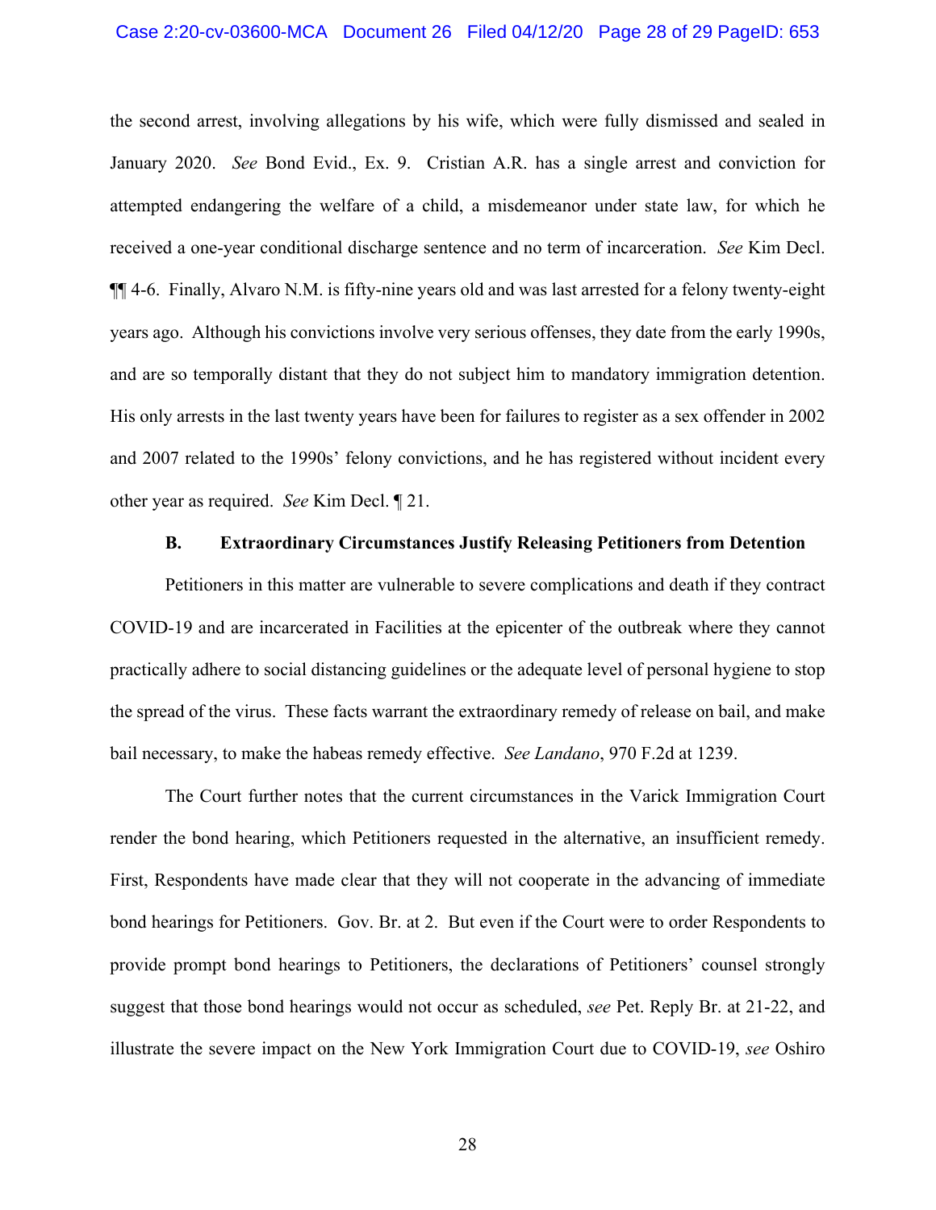the second arrest, involving allegations by his wife, which were fully dismissed and sealed in January 2020. *See* Bond Evid., Ex. 9. Cristian A.R. has a single arrest and conviction for attempted endangering the welfare of a child, a misdemeanor under state law, for which he received a one-year conditional discharge sentence and no term of incarceration. *See* Kim Decl. ¶¶ 4-6. Finally, Alvaro N.M. is fifty-nine years old and was last arrested for a felony twenty-eight years ago. Although his convictions involve very serious offenses, they date from the early 1990s, and are so temporally distant that they do not subject him to mandatory immigration detention. His only arrests in the last twenty years have been for failures to register as a sex offender in 2002 and 2007 related to the 1990s' felony convictions, and he has registered without incident every other year as required. *See* Kim Decl. ¶ 21.

### B. Extraordinary Circumstances Justify Releasing Petitioners from Detention

Petitioners in this matter are vulnerable to severe complications and death if they contract COVID-19 and are incarcerated in Facilities at the epicenter of the outbreak where they cannot practically adhere to social distancing guidelines or the adequate level of personal hygiene to stop the spread of the virus. These facts warrant the extraordinary remedy of release on bail, and make bail necessary, to make the habeas remedy effective. *See Landano*, 970 F.2d at 1239.

The Court further notes that the current circumstances in the Varick Immigration Court render the bond hearing, which Petitioners requested in the alternative, an insufficient remedy. First, Respondents have made clear that they will not cooperate in the advancing of immediate bond hearings for Petitioners. Gov. Br. at 2. But even if the Court were to order Respondents to provide prompt bond hearings to Petitioners, the declarations of Petitioners' counsel strongly suggest that those bond hearings would not occur as scheduled, *see* Pet. Reply Br. at 21-22, and illustrate the severe impact on the New York Immigration Court due to COVID-19, *see* Oshiro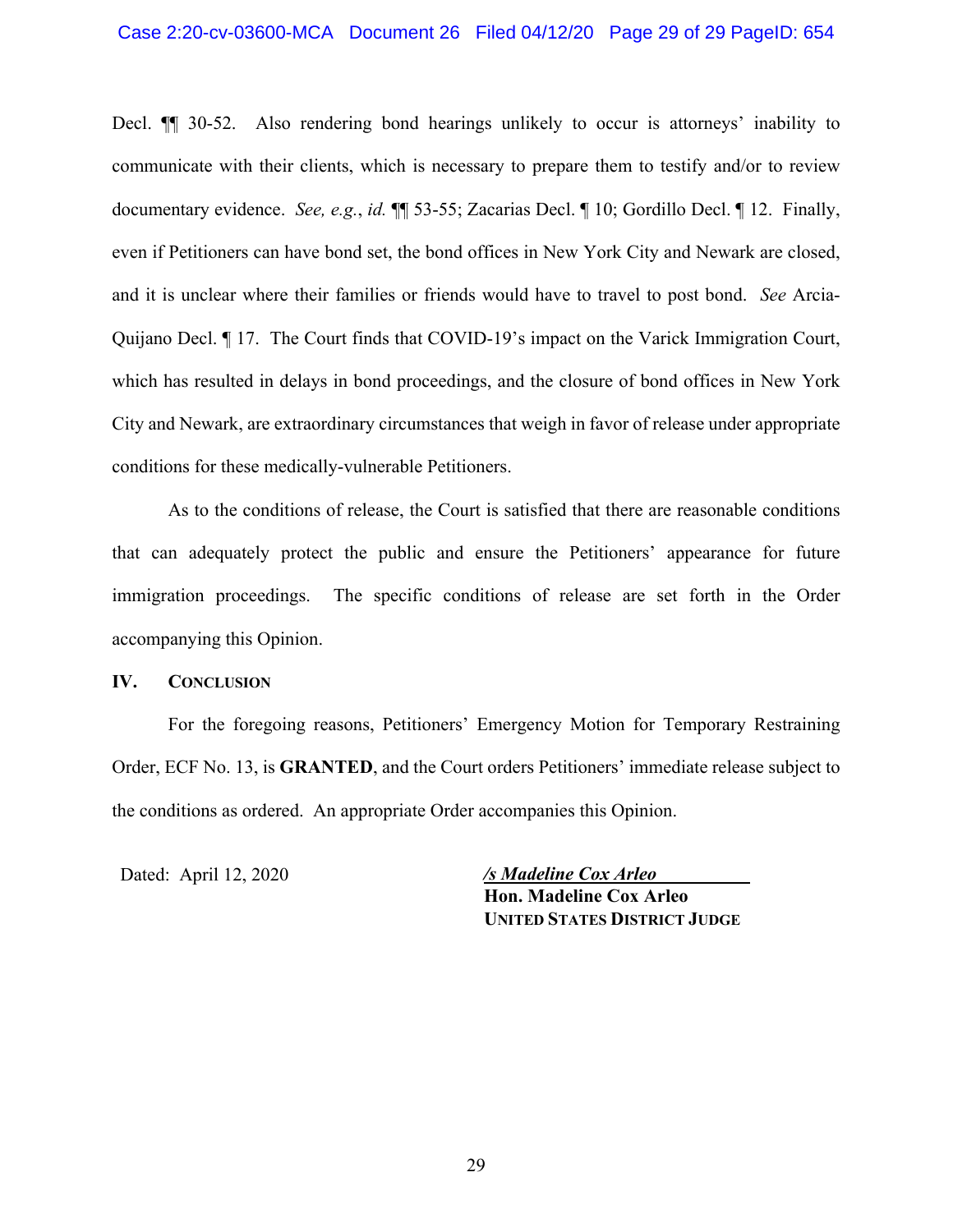Decl. ¶¶ 30-52. Also rendering bond hearings unlikely to occur is attorneys' inability to communicate with their clients, which is necessary to prepare them to testify and/or to review documentary evidence. *See, e.g.*, *id.* ¶¶ 53-55; Zacarias Decl. ¶ 10; Gordillo Decl. ¶ 12. Finally, even if Petitioners can have bond set, the bond offices in New York City and Newark are closed, and it is unclear where their families or friends would have to travel to post bond. *See* Arcia-Quijano Decl. ¶ 17. The Court finds that COVID-19's impact on the Varick Immigration Court, which has resulted in delays in bond proceedings, and the closure of bond offices in New York City and Newark, are extraordinary circumstances that weigh in favor of release under appropriate conditions for these medically-vulnerable Petitioners.

As to the conditions of release, the Court is satisfied that there are reasonable conditions that can adequately protect the public and ensure the Petitioners' appearance for future immigration proceedings. The specific conditions of release are set forth in the Order accompanying this Opinion.

## IV. Conclusion

For the foregoing reasons, Petitioners' Emergency Motion for Temporary Restraining Order, ECF No. 13, is **GRANTED**, and the Court orders Petitioners' immediate release subject to the conditions as ordered. An appropriate Order accompanies this Opinion.

Dated: April 12, 2020

***/s Madeline Cox Arleo***
**Hon. Madeline Cox Arleo**
**UNITED STATES DISTRICT JUDGE**